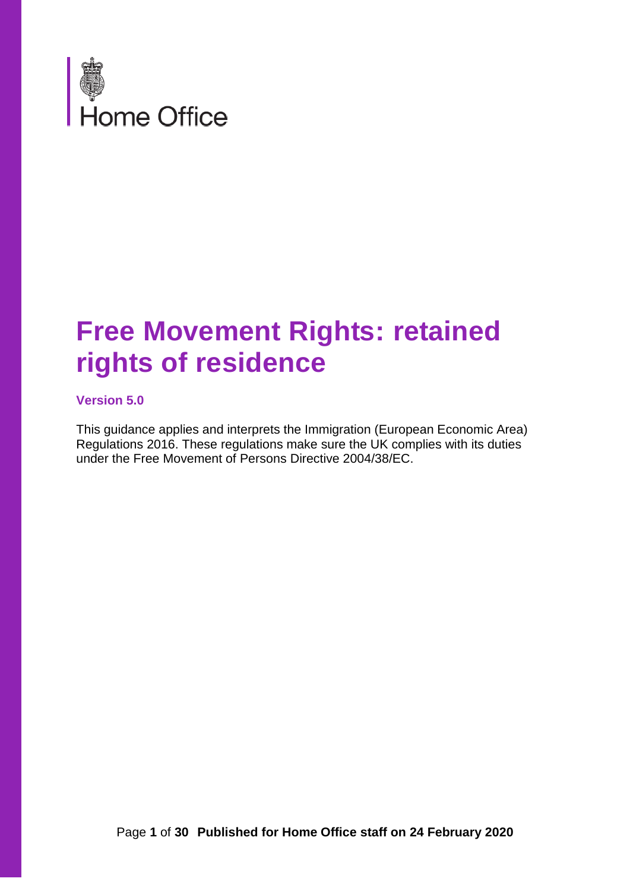Home Office

# Free Movement Rights: retained rights of residence

**Version 5.0**

This guidance applies and interprets the Immigration (European Economic Area) Regulations 2016. These regulations make sure the UK complies with its duties under the Free Movement of Persons Directive 2004/38/EC.

**Published for Home Office staff on 24 February 2020**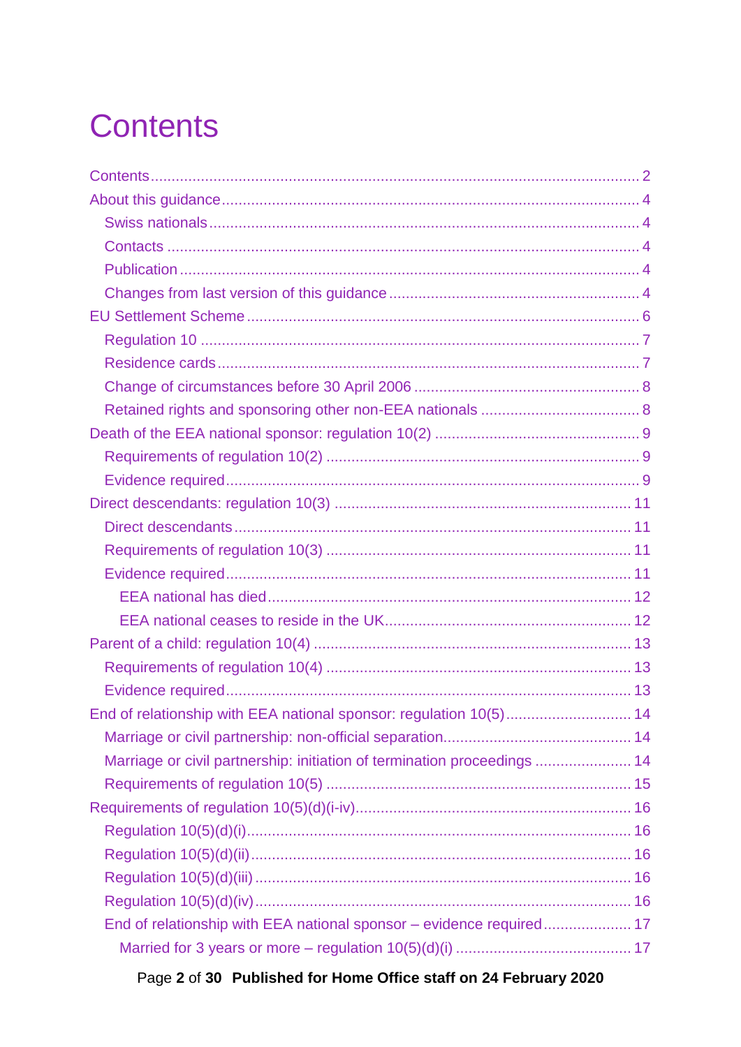# Contents

- Contents ..... 2
- About this guidance ..... 4
  - Swiss nationals ..... 4
  - Contacts ..... 4
  - Publication ..... 4
  - Changes from last version of this guidance ..... 4
- EU Settlement Scheme ..... 6
  - Regulation 10 ..... 7
  - Residence cards ..... 7
  - Change of circumstances before 30 April 2006 ..... 8
  - Retained rights and sponsoring other non-EEA nationals ..... 8
- Death of the EEA national sponsor: regulation 10(2) ..... 9
  - Requirements of regulation 10(2) ..... 9
  - Evidence required ..... 9
- Direct descendants: regulation 10(3) ..... 11
  - Direct descendants ..... 11
  - Requirements of regulation 10(3) ..... 11
  - Evidence required ..... 11
    - EEA national has died ..... 12
    - EEA national ceases to reside in the UK ..... 12
- Parent of a child: regulation 10(4) ..... 13
  - Requirements of regulation 10(4) ..... 13
  - Evidence required ..... 13
- End of relationship with EEA national sponsor: regulation 10(5) ..... 14
  - Marriage or civil partnership: non-official separation ..... 14
  - Marriage or civil partnership: initiation of termination proceedings ..... 14
  - Requirements of regulation 10(5) ..... 15
- Requirements of regulation 10(5)(d)(i-iv) ..... 16
  - Regulation 10(5)(d)(i) ..... 16
  - Regulation 10(5)(d)(ii) ..... 16
  - Regulation 10(5)(d)(iii) ..... 16
  - Regulation 10(5)(d)(iv) ..... 16
  - End of relationship with EEA national sponsor – evidence required ..... 17
    - Married for 3 years or more – regulation 10(5)(d)(i) ..... 17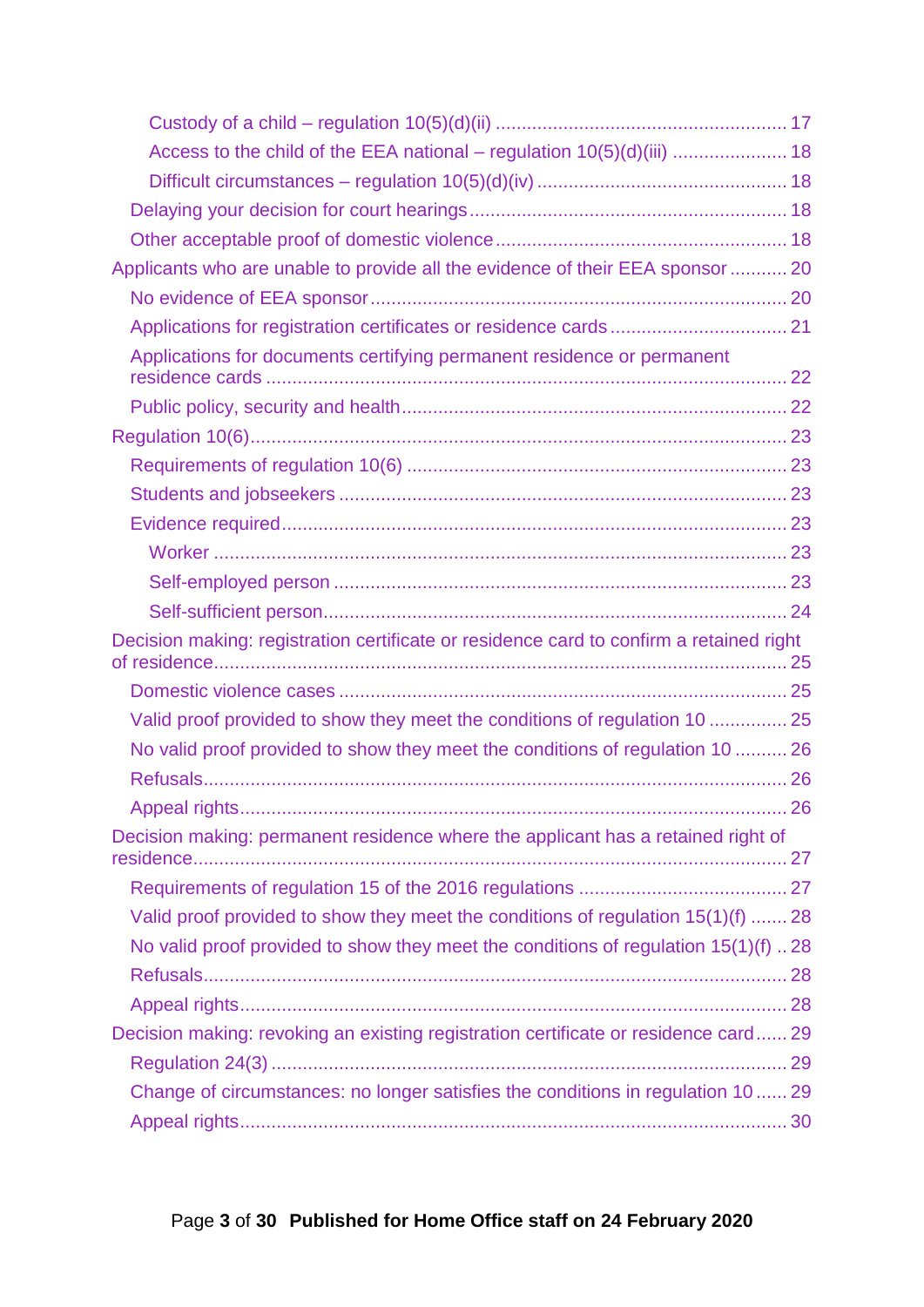- Custody of a child – regulation 10(5)(d)(ii) ........................................................ 17
- Access to the child of the EEA national – regulation 10(5)(d)(iii) ...................... 18
- Difficult circumstances – regulation 10(5)(d)(iv) ................................................ 18

Delaying your decision for court hearings ............................................................. 18

Other acceptable proof of domestic violence ........................................................ 18

Applicants who are unable to provide all the evidence of their EEA sponsor ........... 20

No evidence of EEA sponsor ................................................................................ 20

Applications for registration certificates or residence cards .................................. 21

Applications for documents certifying permanent residence or permanent residence cards ................................................................................................... 22

Public policy, security and health .......................................................................... 22

Regulation 10(6) ...................................................................................................... 23

Requirements of regulation 10(6) ......................................................................... 23

Students and jobseekers ...................................................................................... 23

Evidence required ................................................................................................. 23

- Worker ............................................................................................................. 23
- Self-employed person ...................................................................................... 23
- Self-sufficient person ........................................................................................ 24

Decision making: registration certificate or residence card to confirm a retained right of residence ............................................................................................................. 25

Domestic violence cases ...................................................................................... 25

Valid proof provided to show they meet the conditions of regulation 10 ............... 25

No valid proof provided to show they meet the conditions of regulation 10 .......... 26

Refusals ............................................................................................................... 26

Appeal rights ......................................................................................................... 26

Decision making: permanent residence where the applicant has a retained right of residence ................................................................................................................. 27

Requirements of regulation 15 of the 2016 regulations ........................................ 27

Valid proof provided to show they meet the conditions of regulation 15(1)(f) ....... 28

No valid proof provided to show they meet the conditions of regulation 15(1)(f) .. 28

Refusals ............................................................................................................... 28

Appeal rights ......................................................................................................... 28

Decision making: revoking an existing registration certificate or residence card ...... 29

Regulation 24(3) ................................................................................................... 29

Change of circumstances: no longer satisfies the conditions in regulation 10 ...... 29

Appeal rights ......................................................................................................... 30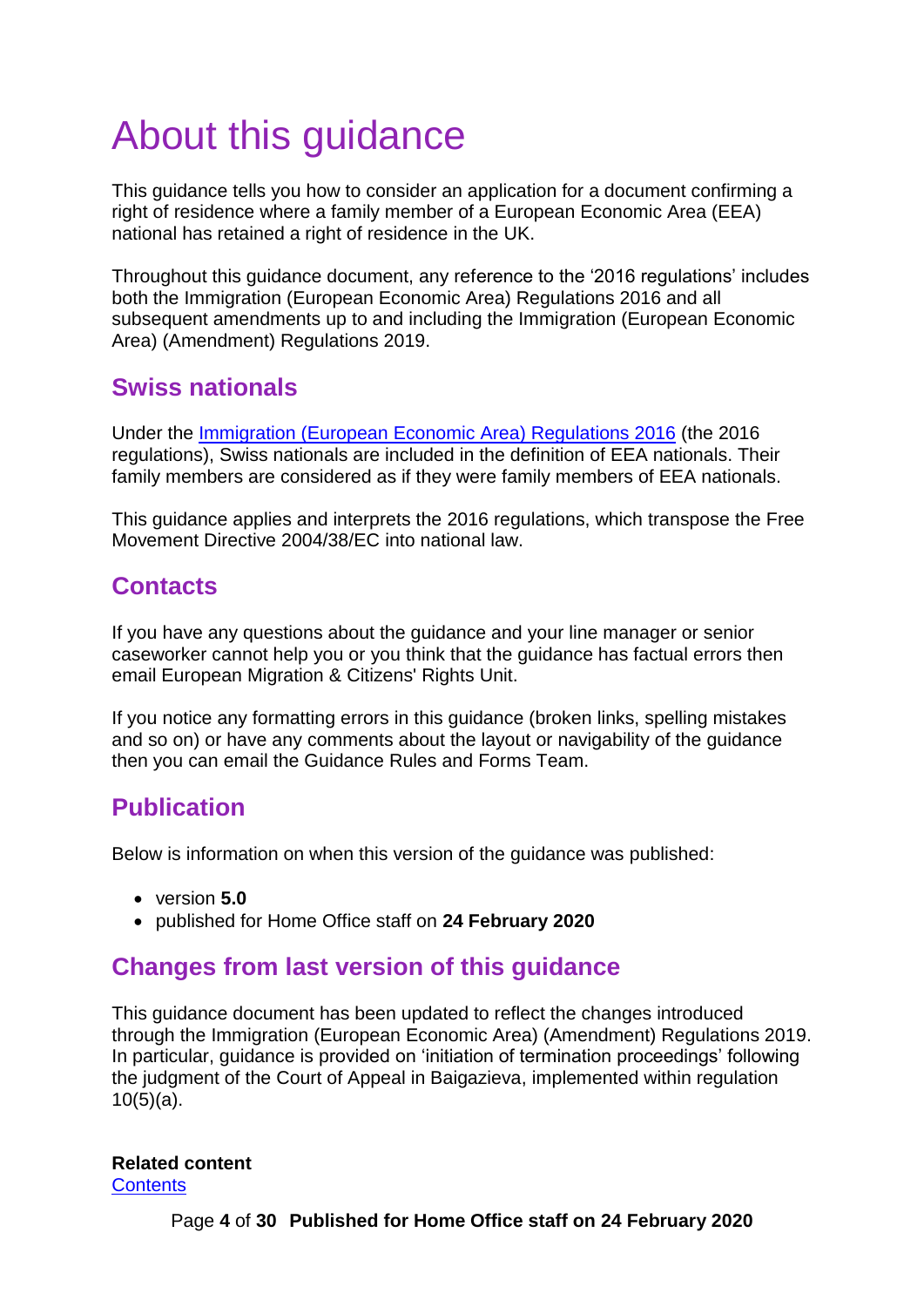# About this guidance

This guidance tells you how to consider an application for a document confirming a right of residence where a family member of a European Economic Area (EEA) national has retained a right of residence in the UK.

Throughout this guidance document, any reference to the '2016 regulations' includes both the Immigration (European Economic Area) Regulations 2016 and all subsequent amendments up to and including the Immigration (European Economic Area) (Amendment) Regulations 2019.

## Swiss nationals

Under the [Immigration (European Economic Area) Regulations 2016]() (the 2016 regulations), Swiss nationals are included in the definition of EEA nationals. Their family members are considered as if they were family members of EEA nationals.

This guidance applies and interprets the 2016 regulations, which transpose the Free Movement Directive 2004/38/EC into national law.

## Contacts

If you have any questions about the guidance and your line manager or senior caseworker cannot help you or you think that the guidance has factual errors then email European Migration & Citizens' Rights Unit.

If you notice any formatting errors in this guidance (broken links, spelling mistakes and so on) or have any comments about the layout or navigability of the guidance then you can email the Guidance Rules and Forms Team.

## Publication

Below is information on when this version of the guidance was published:

- version **5.0**
- published for Home Office staff on **24 February 2020**

## Changes from last version of this guidance

This guidance document has been updated to reflect the changes introduced through the Immigration (European Economic Area) (Amendment) Regulations 2019. In particular, guidance is provided on 'initiation of termination proceedings' following the judgment of the Court of Appeal in Baigazieva, implemented within regulation 10(5)(a).

**Related content**
[Contents]()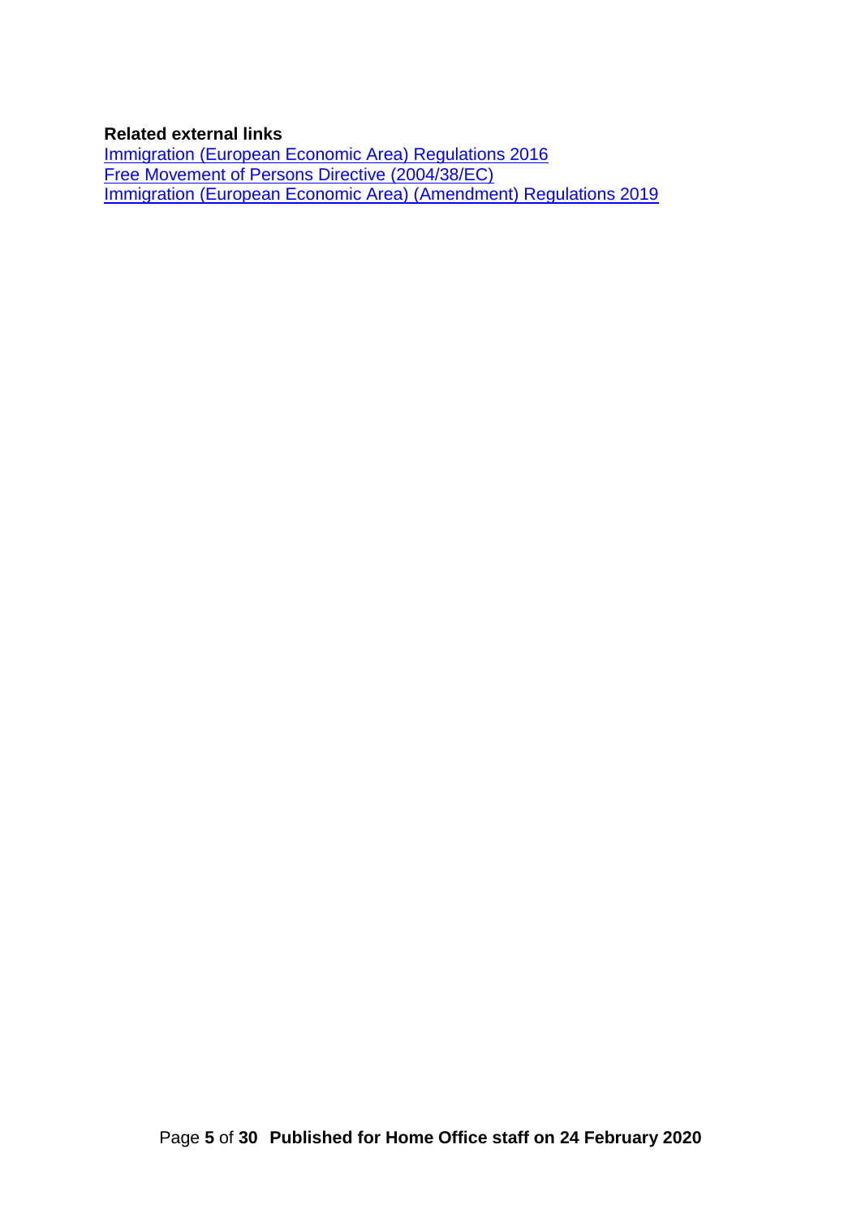**Related external links**

[Immigration (European Economic Area) Regulations 2016]
[Free Movement of Persons Directive (2004/38/EC)]
[Immigration (European Economic Area) (Amendment) Regulations 2019]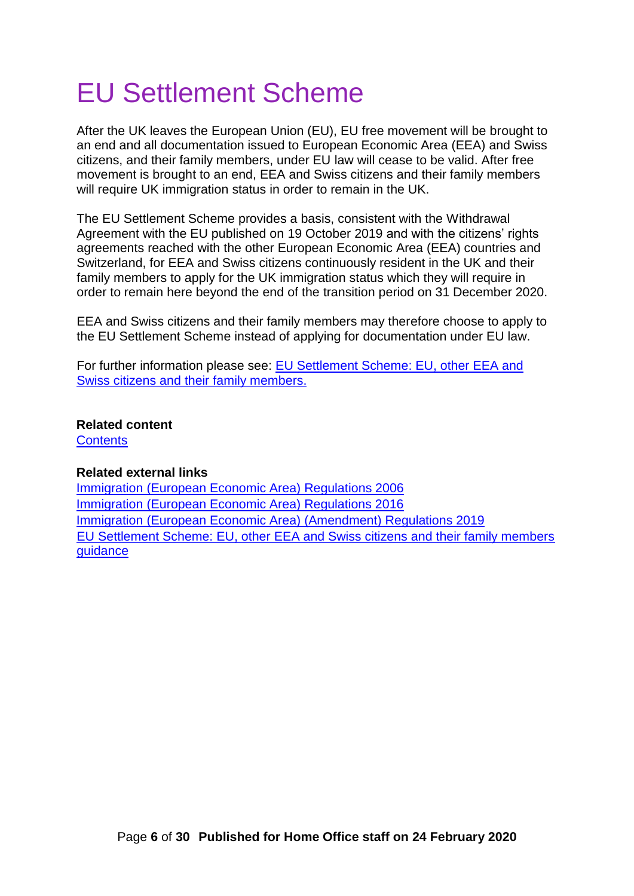# EU Settlement Scheme

After the UK leaves the European Union (EU), EU free movement will be brought to an end and all documentation issued to European Economic Area (EEA) and Swiss citizens, and their family members, under EU law will cease to be valid. After free movement is brought to an end, EEA and Swiss citizens and their family members will require UK immigration status in order to remain in the UK.

The EU Settlement Scheme provides a basis, consistent with the Withdrawal Agreement with the EU published on 19 October 2019 and with the citizens' rights agreements reached with the other European Economic Area (EEA) countries and Switzerland, for EEA and Swiss citizens continuously resident in the UK and their family members to apply for the UK immigration status which they will require in order to remain here beyond the end of the transition period on 31 December 2020.

EEA and Swiss citizens and their family members may therefore choose to apply to the EU Settlement Scheme instead of applying for documentation under EU law.

For further information please see: EU Settlement Scheme: EU, other EEA and Swiss citizens and their family members.

**Related content**
Contents

**Related external links**
Immigration (European Economic Area) Regulations 2006
Immigration (European Economic Area) Regulations 2016
Immigration (European Economic Area) (Amendment) Regulations 2019
EU Settlement Scheme: EU, other EEA and Swiss citizens and their family members guidance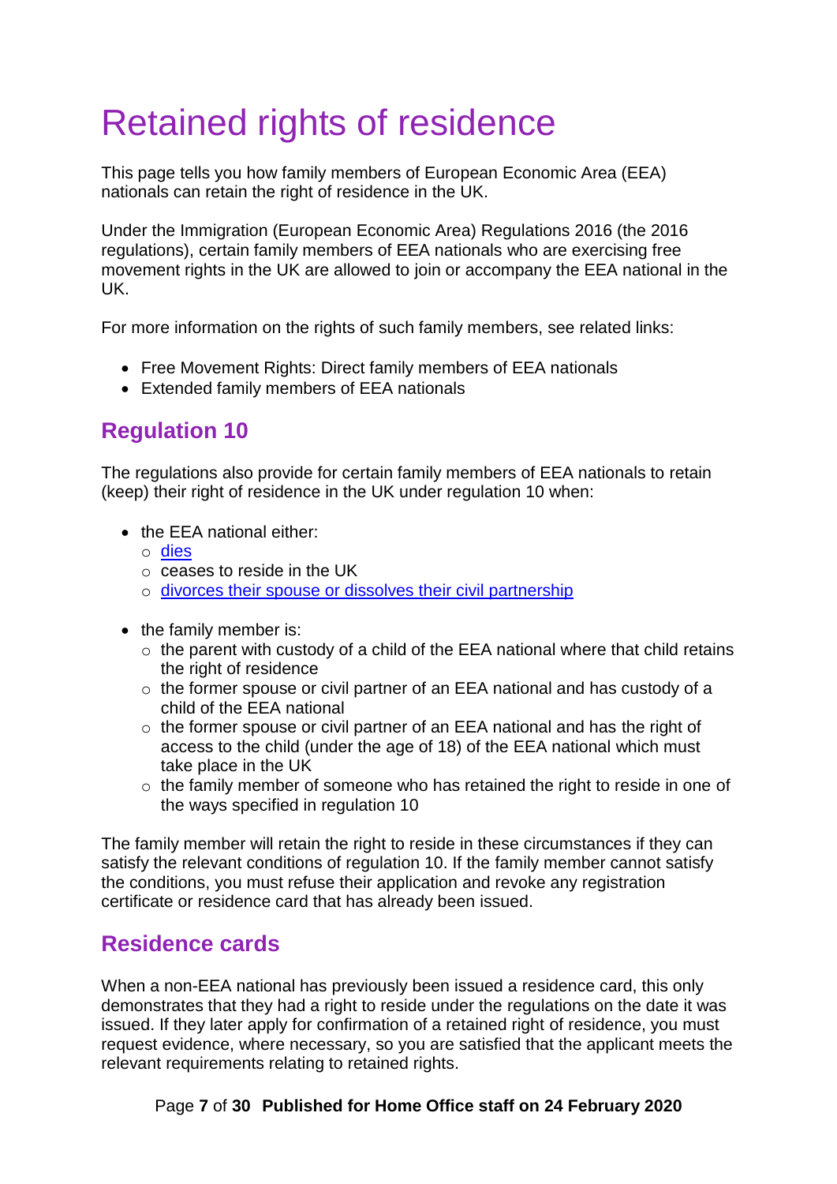# Retained rights of residence

This page tells you how family members of European Economic Area (EEA) nationals can retain the right of residence in the UK.

Under the Immigration (European Economic Area) Regulations 2016 (the 2016 regulations), certain family members of EEA nationals who are exercising free movement rights in the UK are allowed to join or accompany the EEA national in the UK.

For more information on the rights of such family members, see related links:

- Free Movement Rights: Direct family members of EEA nationals
- Extended family members of EEA nationals

## Regulation 10

The regulations also provide for certain family members of EEA nationals to retain (keep) their right of residence in the UK under regulation 10 when:

- the EEA national either:
  - dies
  - ceases to reside in the UK
  - divorces their spouse or dissolves their civil partnership

- the family member is:
  - the parent with custody of a child of the EEA national where that child retains the right of residence
  - the former spouse or civil partner of an EEA national and has custody of a child of the EEA national
  - the former spouse or civil partner of an EEA national and has the right of access to the child (under the age of 18) of the EEA national which must take place in the UK
  - the family member of someone who has retained the right to reside in one of the ways specified in regulation 10

The family member will retain the right to reside in these circumstances if they can satisfy the relevant conditions of regulation 10. If the family member cannot satisfy the conditions, you must refuse their application and revoke any registration certificate or residence card that has already been issued.

## Residence cards

When a non-EEA national has previously been issued a residence card, this only demonstrates that they had a right to reside under the regulations on the date it was issued. If they later apply for confirmation of a retained right of residence, you must request evidence, where necessary, so you are satisfied that the applicant meets the relevant requirements relating to retained rights.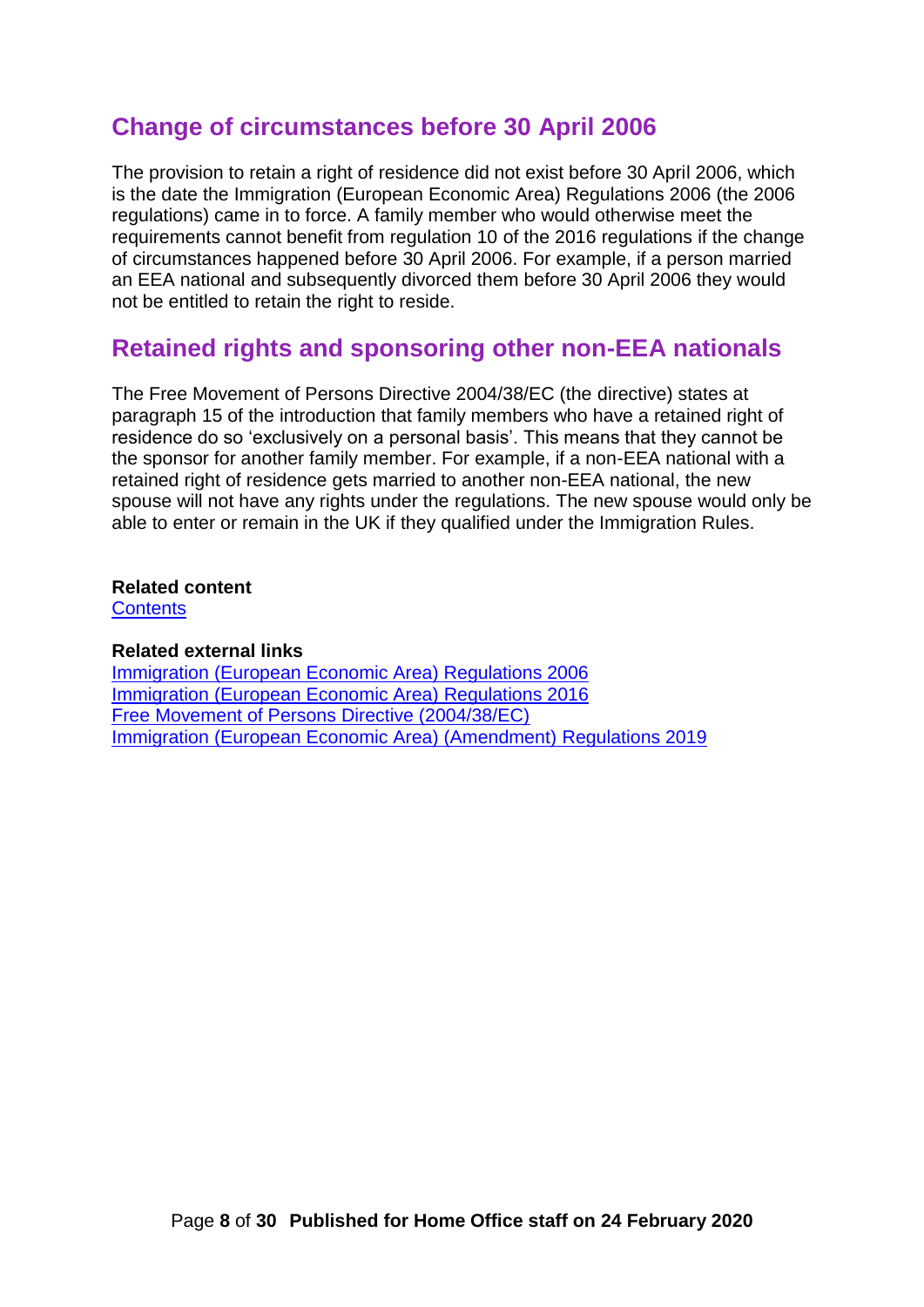## Change of circumstances before 30 April 2006

The provision to retain a right of residence did not exist before 30 April 2006, which is the date the Immigration (European Economic Area) Regulations 2006 (the 2006 regulations) came in to force. A family member who would otherwise meet the requirements cannot benefit from regulation 10 of the 2016 regulations if the change of circumstances happened before 30 April 2006. For example, if a person married an EEA national and subsequently divorced them before 30 April 2006 they would not be entitled to retain the right to reside.

## Retained rights and sponsoring other non-EEA nationals

The Free Movement of Persons Directive 2004/38/EC (the directive) states at paragraph 15 of the introduction that family members who have a retained right of residence do so 'exclusively on a personal basis'. This means that they cannot be the sponsor for another family member. For example, if a non-EEA national with a retained right of residence gets married to another non-EEA national, the new spouse will not have any rights under the regulations. The new spouse would only be able to enter or remain in the UK if they qualified under the Immigration Rules.

**Related content**
Contents

**Related external links**
Immigration (European Economic Area) Regulations 2006
Immigration (European Economic Area) Regulations 2016
Free Movement of Persons Directive (2004/38/EC)
Immigration (European Economic Area) (Amendment) Regulations 2019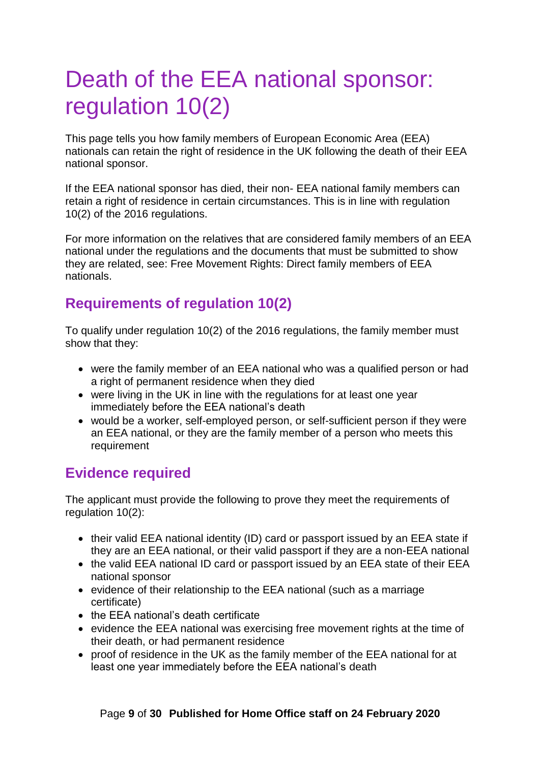# Death of the EEA national sponsor: regulation 10(2)

This page tells you how family members of European Economic Area (EEA) nationals can retain the right of residence in the UK following the death of their EEA national sponsor.

If the EEA national sponsor has died, their non- EEA national family members can retain a right of residence in certain circumstances. This is in line with regulation 10(2) of the 2016 regulations.

For more information on the relatives that are considered family members of an EEA national under the regulations and the documents that must be submitted to show they are related, see: Free Movement Rights: Direct family members of EEA nationals.

## Requirements of regulation 10(2)

To qualify under regulation 10(2) of the 2016 regulations, the family member must show that they:

- were the family member of an EEA national who was a qualified person or had a right of permanent residence when they died
- were living in the UK in line with the regulations for at least one year immediately before the EEA national's death
- would be a worker, self-employed person, or self-sufficient person if they were an EEA national, or they are the family member of a person who meets this requirement

## Evidence required

The applicant must provide the following to prove they meet the requirements of regulation 10(2):

- their valid EEA national identity (ID) card or passport issued by an EEA state if they are an EEA national, or their valid passport if they are a non-EEA national
- the valid EEA national ID card or passport issued by an EEA state of their EEA national sponsor
- evidence of their relationship to the EEA national (such as a marriage certificate)
- the EEA national's death certificate
- evidence the EEA national was exercising free movement rights at the time of their death, or had permanent residence
- proof of residence in the UK as the family member of the EEA national for at least one year immediately before the EEA national's death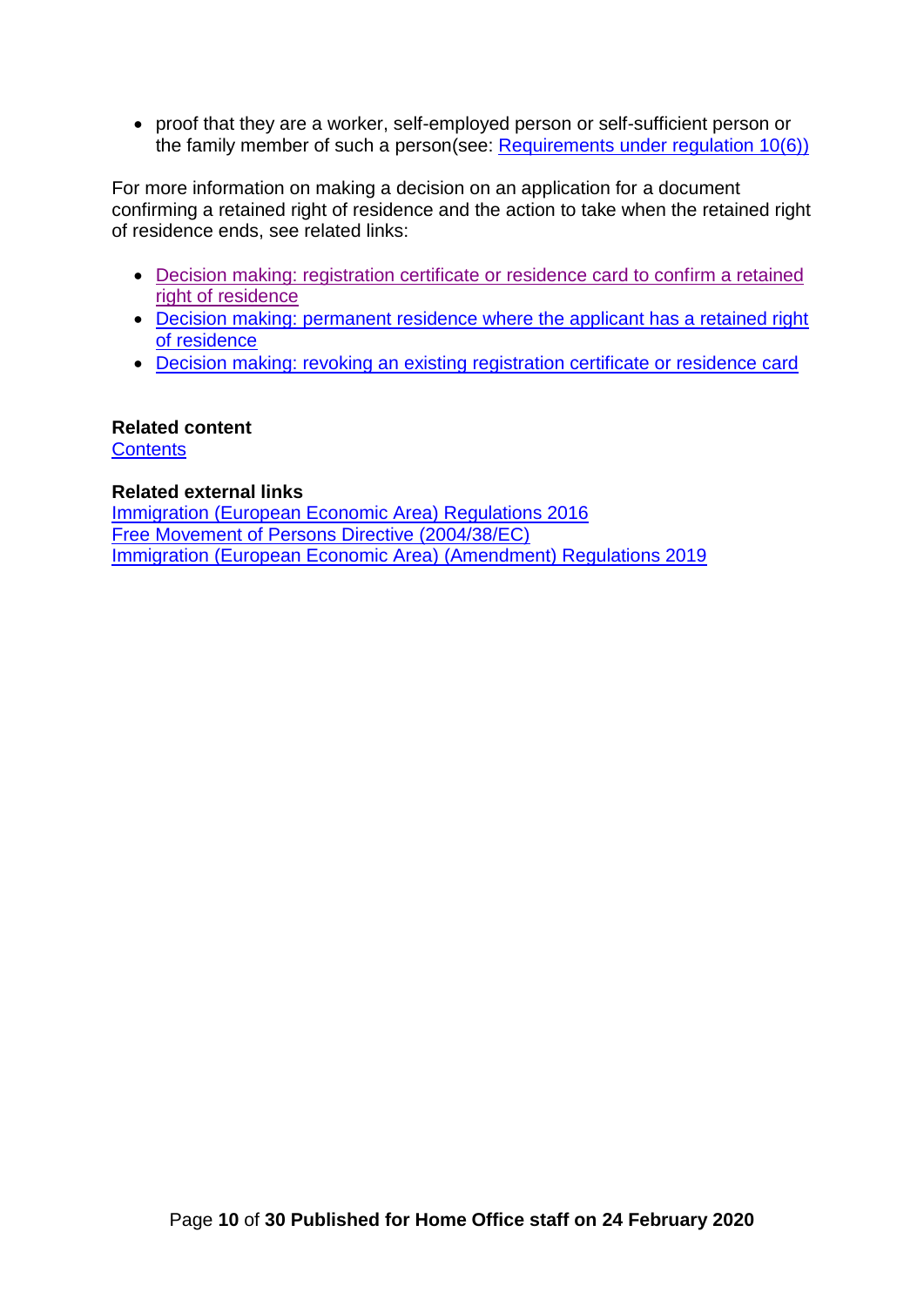- proof that they are a worker, self-employed person or self-sufficient person or the family member of such a person(see: Requirements under regulation 10(6))

For more information on making a decision on an application for a document confirming a retained right of residence and the action to take when the retained right of residence ends, see related links:

- Decision making: registration certificate or residence card to confirm a retained right of residence
- Decision making: permanent residence where the applicant has a retained right of residence
- Decision making: revoking an existing registration certificate or residence card

**Related content**
Contents

**Related external links**
Immigration (European Economic Area) Regulations 2016
Free Movement of Persons Directive (2004/38/EC)
Immigration (European Economic Area) (Amendment) Regulations 2019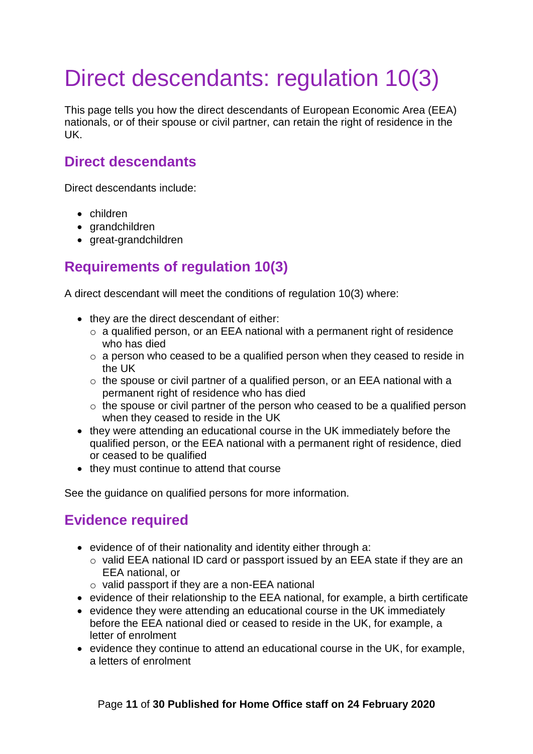# Direct descendants: regulation 10(3)

This page tells you how the direct descendants of European Economic Area (EEA) nationals, or of their spouse or civil partner, can retain the right of residence in the UK.

## Direct descendants

Direct descendants include:

- children
- grandchildren
- great-grandchildren

## Requirements of regulation 10(3)

A direct descendant will meet the conditions of regulation 10(3) where:

- they are the direct descendant of either:
  - a qualified person, or an EEA national with a permanent right of residence who has died
  - a person who ceased to be a qualified person when they ceased to reside in the UK
  - the spouse or civil partner of a qualified person, or an EEA national with a permanent right of residence who has died
  - the spouse or civil partner of the person who ceased to be a qualified person when they ceased to reside in the UK
- they were attending an educational course in the UK immediately before the qualified person, or the EEA national with a permanent right of residence, died or ceased to be qualified
- they must continue to attend that course

See the guidance on qualified persons for more information.

## Evidence required

- evidence of of their nationality and identity either through a:
  - valid EEA national ID card or passport issued by an EEA state if they are an EEA national, or
  - valid passport if they are a non-EEA national
- evidence of their relationship to the EEA national, for example, a birth certificate
- evidence they were attending an educational course in the UK immediately before the EEA national died or ceased to reside in the UK, for example, a letter of enrolment
- evidence they continue to attend an educational course in the UK, for example, a letters of enrolment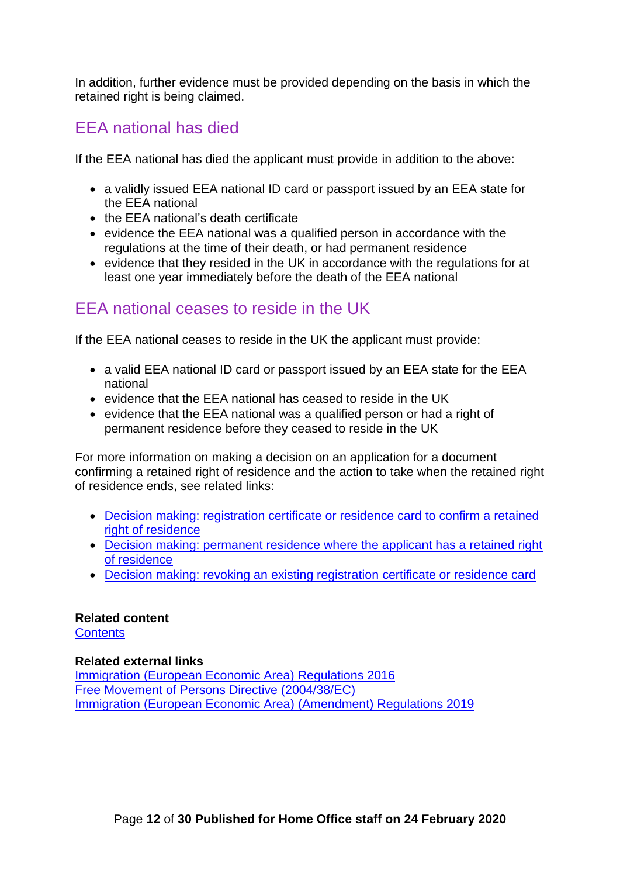In addition, further evidence must be provided depending on the basis in which the retained right is being claimed.

## EEA national has died

If the EEA national has died the applicant must provide in addition to the above:

- a validly issued EEA national ID card or passport issued by an EEA state for the EEA national
- the EEA national's death certificate
- evidence the EEA national was a qualified person in accordance with the regulations at the time of their death, or had permanent residence
- evidence that they resided in the UK in accordance with the regulations for at least one year immediately before the death of the EEA national

## EEA national ceases to reside in the UK

If the EEA national ceases to reside in the UK the applicant must provide:

- a valid EEA national ID card or passport issued by an EEA state for the EEA national
- evidence that the EEA national has ceased to reside in the UK
- evidence that the EEA national was a qualified person or had a right of permanent residence before they ceased to reside in the UK

For more information on making a decision on an application for a document confirming a retained right of residence and the action to take when the retained right of residence ends, see related links:

- Decision making: registration certificate or residence card to confirm a retained right of residence
- Decision making: permanent residence where the applicant has a retained right of residence
- Decision making: revoking an existing registration certificate or residence card

**Related content**
Contents

**Related external links**
Immigration (European Economic Area) Regulations 2016
Free Movement of Persons Directive (2004/38/EC)
Immigration (European Economic Area) (Amendment) Regulations 2019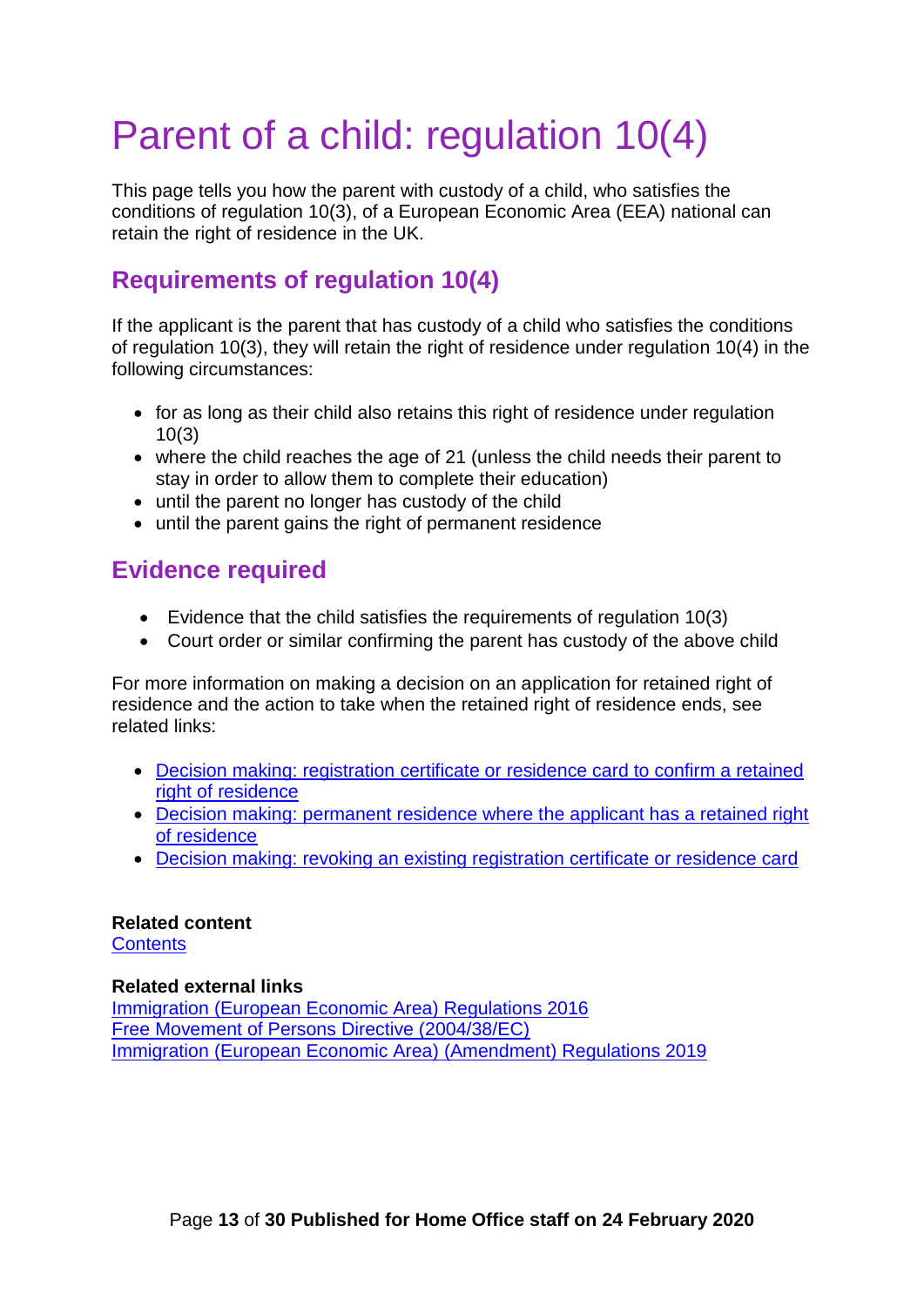# Parent of a child: regulation 10(4)

This page tells you how the parent with custody of a child, who satisfies the conditions of regulation 10(3), of a European Economic Area (EEA) national can retain the right of residence in the UK.

## Requirements of regulation 10(4)

If the applicant is the parent that has custody of a child who satisfies the conditions of regulation 10(3), they will retain the right of residence under regulation 10(4) in the following circumstances:

- for as long as their child also retains this right of residence under regulation 10(3)
- where the child reaches the age of 21 (unless the child needs their parent to stay in order to allow them to complete their education)
- until the parent no longer has custody of the child
- until the parent gains the right of permanent residence

## Evidence required

- Evidence that the child satisfies the requirements of regulation 10(3)
- Court order or similar confirming the parent has custody of the above child

For more information on making a decision on an application for retained right of residence and the action to take when the retained right of residence ends, see related links:

- Decision making: registration certificate or residence card to confirm a retained right of residence
- Decision making: permanent residence where the applicant has a retained right of residence
- Decision making: revoking an existing registration certificate or residence card

**Related content**
Contents

**Related external links**
Immigration (European Economic Area) Regulations 2016
Free Movement of Persons Directive (2004/38/EC)
Immigration (European Economic Area) (Amendment) Regulations 2019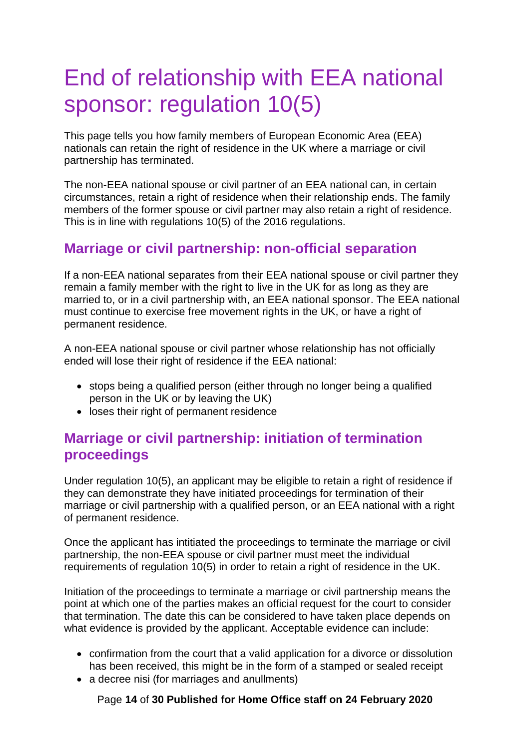# End of relationship with EEA national sponsor: regulation 10(5)

This page tells you how family members of European Economic Area (EEA) nationals can retain the right of residence in the UK where a marriage or civil partnership has terminated.

The non-EEA national spouse or civil partner of an EEA national can, in certain circumstances, retain a right of residence when their relationship ends. The family members of the former spouse or civil partner may also retain a right of residence. This is in line with regulations 10(5) of the 2016 regulations.

## Marriage or civil partnership: non-official separation

If a non-EEA national separates from their EEA national spouse or civil partner they remain a family member with the right to live in the UK for as long as they are married to, or in a civil partnership with, an EEA national sponsor. The EEA national must continue to exercise free movement rights in the UK, or have a right of permanent residence.

A non-EEA national spouse or civil partner whose relationship has not officially ended will lose their right of residence if the EEA national:

- stops being a qualified person (either through no longer being a qualified person in the UK or by leaving the UK)
- loses their right of permanent residence

## Marriage or civil partnership: initiation of termination proceedings

Under regulation 10(5), an applicant may be eligible to retain a right of residence if they can demonstrate they have initiated proceedings for termination of their marriage or civil partnership with a qualified person, or an EEA national with a right of permanent residence.

Once the applicant has intitiated the proceedings to terminate the marriage or civil partnership, the non-EEA spouse or civil partner must meet the individual requirements of regulation 10(5) in order to retain a right of residence in the UK.

Initiation of the proceedings to terminate a marriage or civil partnership means the point at which one of the parties makes an official request for the court to consider that termination. The date this can be considered to have taken place depends on what evidence is provided by the applicant. Acceptable evidence can include:

- confirmation from the court that a valid application for a divorce or dissolution has been received, this might be in the form of a stamped or sealed receipt
- a decree nisi (for marriages and anullments)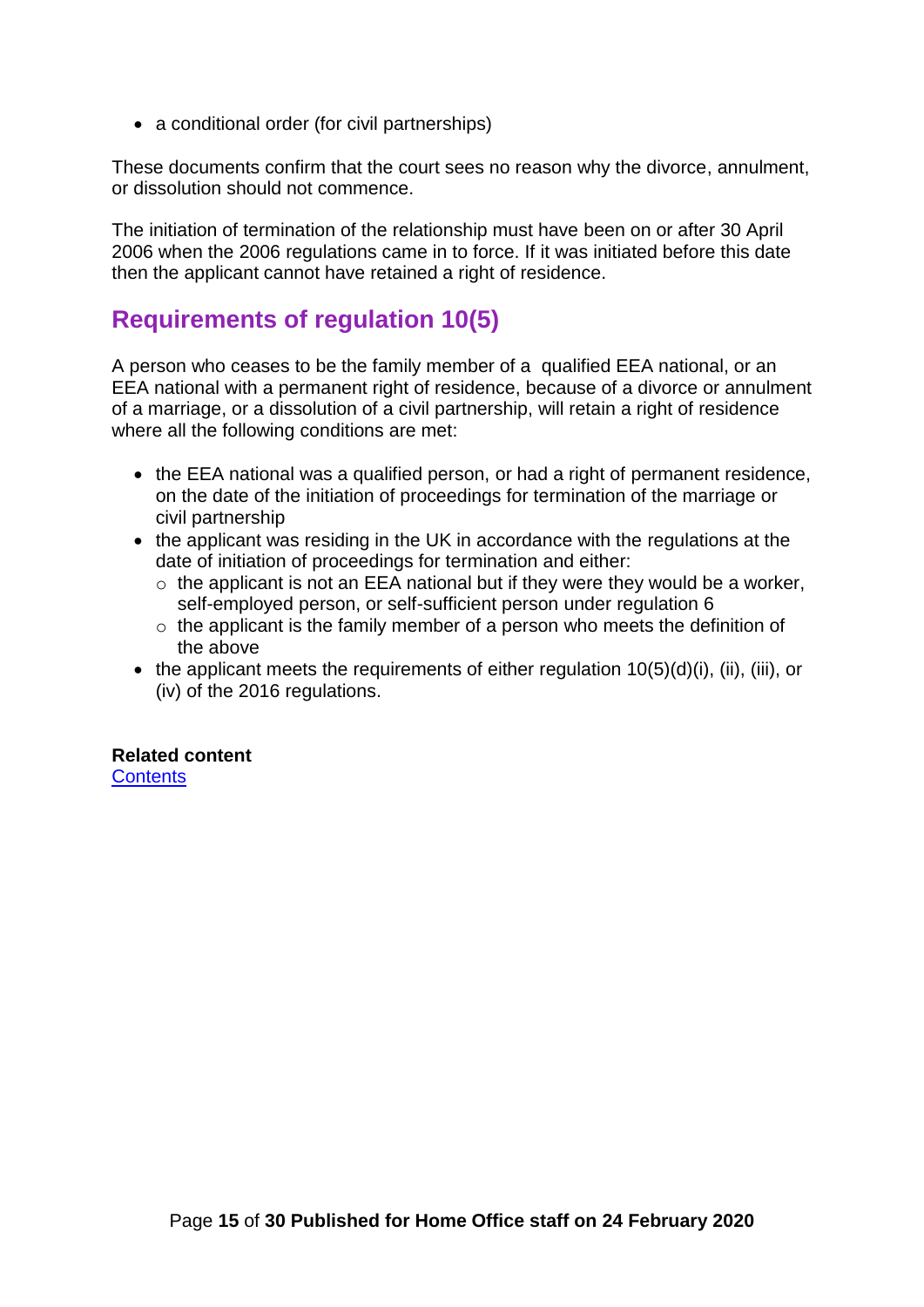- a conditional order (for civil partnerships)

These documents confirm that the court sees no reason why the divorce, annulment, or dissolution should not commence.

The initiation of termination of the relationship must have been on or after 30 April 2006 when the 2006 regulations came in to force. If it was initiated before this date then the applicant cannot have retained a right of residence.

## Requirements of regulation 10(5)

A person who ceases to be the family member of a qualified EEA national, or an EEA national with a permanent right of residence, because of a divorce or annulment of a marriage, or a dissolution of a civil partnership, will retain a right of residence where all the following conditions are met:

- the EEA national was a qualified person, or had a right of permanent residence, on the date of the initiation of proceedings for termination of the marriage or civil partnership
- the applicant was residing in the UK in accordance with the regulations at the date of initiation of proceedings for termination and either:
  - the applicant is not an EEA national but if they were they would be a worker, self-employed person, or self-sufficient person under regulation 6
  - the applicant is the family member of a person who meets the definition of the above
- the applicant meets the requirements of either regulation 10(5)(d)(i), (ii), (iii), or (iv) of the 2016 regulations.

**Related content**
[Contents]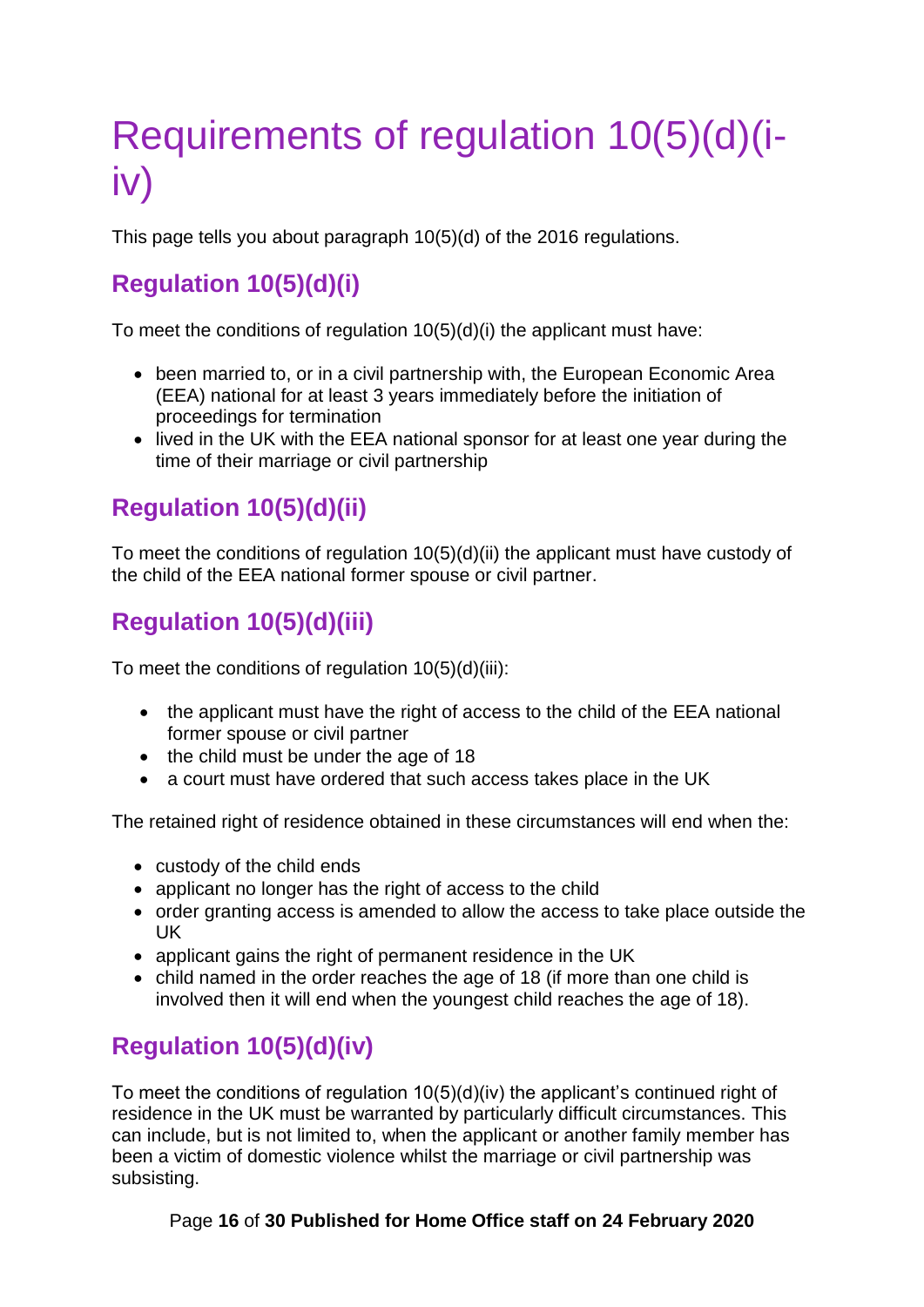# Requirements of regulation 10(5)(d)(i-iv)

This page tells you about paragraph 10(5)(d) of the 2016 regulations.

## Regulation 10(5)(d)(i)

To meet the conditions of regulation 10(5)(d)(i) the applicant must have:

- been married to, or in a civil partnership with, the European Economic Area (EEA) national for at least 3 years immediately before the initiation of proceedings for termination
- lived in the UK with the EEA national sponsor for at least one year during the time of their marriage or civil partnership

## Regulation 10(5)(d)(ii)

To meet the conditions of regulation 10(5)(d)(ii) the applicant must have custody of the child of the EEA national former spouse or civil partner.

## Regulation 10(5)(d)(iii)

To meet the conditions of regulation 10(5)(d)(iii):

- the applicant must have the right of access to the child of the EEA national former spouse or civil partner
- the child must be under the age of 18
- a court must have ordered that such access takes place in the UK

The retained right of residence obtained in these circumstances will end when the:

- custody of the child ends
- applicant no longer has the right of access to the child
- order granting access is amended to allow the access to take place outside the UK
- applicant gains the right of permanent residence in the UK
- child named in the order reaches the age of 18 (if more than one child is involved then it will end when the youngest child reaches the age of 18).

## Regulation 10(5)(d)(iv)

To meet the conditions of regulation 10(5)(d)(iv) the applicant's continued right of residence in the UK must be warranted by particularly difficult circumstances. This can include, but is not limited to, when the applicant or another family member has been a victim of domestic violence whilst the marriage or civil partnership was subsisting.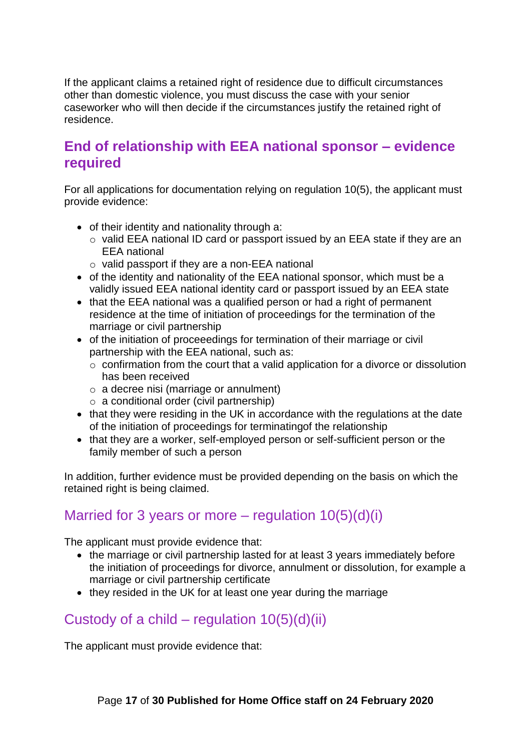If the applicant claims a retained right of residence due to difficult circumstances other than domestic violence, you must discuss the case with your senior caseworker who will then decide if the circumstances justify the retained right of residence.

## End of relationship with EEA national sponsor – evidence required

For all applications for documentation relying on regulation 10(5), the applicant must provide evidence:

- of their identity and nationality through a:
  - valid EEA national ID card or passport issued by an EEA state if they are an EEA national
  - valid passport if they are a non-EEA national
- of the identity and nationality of the EEA national sponsor, which must be a validly issued EEA national identity card or passport issued by an EEA state
- that the EEA national was a qualified person or had a right of permanent residence at the time of initiation of proceedings for the termination of the marriage or civil partnership
- of the initiation of proceedings for termination of their marriage or civil partnership with the EEA national, such as:
  - confirmation from the court that a valid application for a divorce or dissolution has been received
  - a decree nisi (marriage or annulment)
  - a conditional order (civil partnership)
- that they were residing in the UK in accordance with the regulations at the date of the initiation of proceedings for terminatingof the relationship
- that they are a worker, self-employed person or self-sufficient person or the family member of such a person

In addition, further evidence must be provided depending on the basis on which the retained right is being claimed.

### Married for 3 years or more – regulation 10(5)(d)(i)

The applicant must provide evidence that:

- the marriage or civil partnership lasted for at least 3 years immediately before the initiation of proceedings for divorce, annulment or dissolution, for example a marriage or civil partnership certificate
- they resided in the UK for at least one year during the marriage

### Custody of a child – regulation 10(5)(d)(ii)

The applicant must provide evidence that: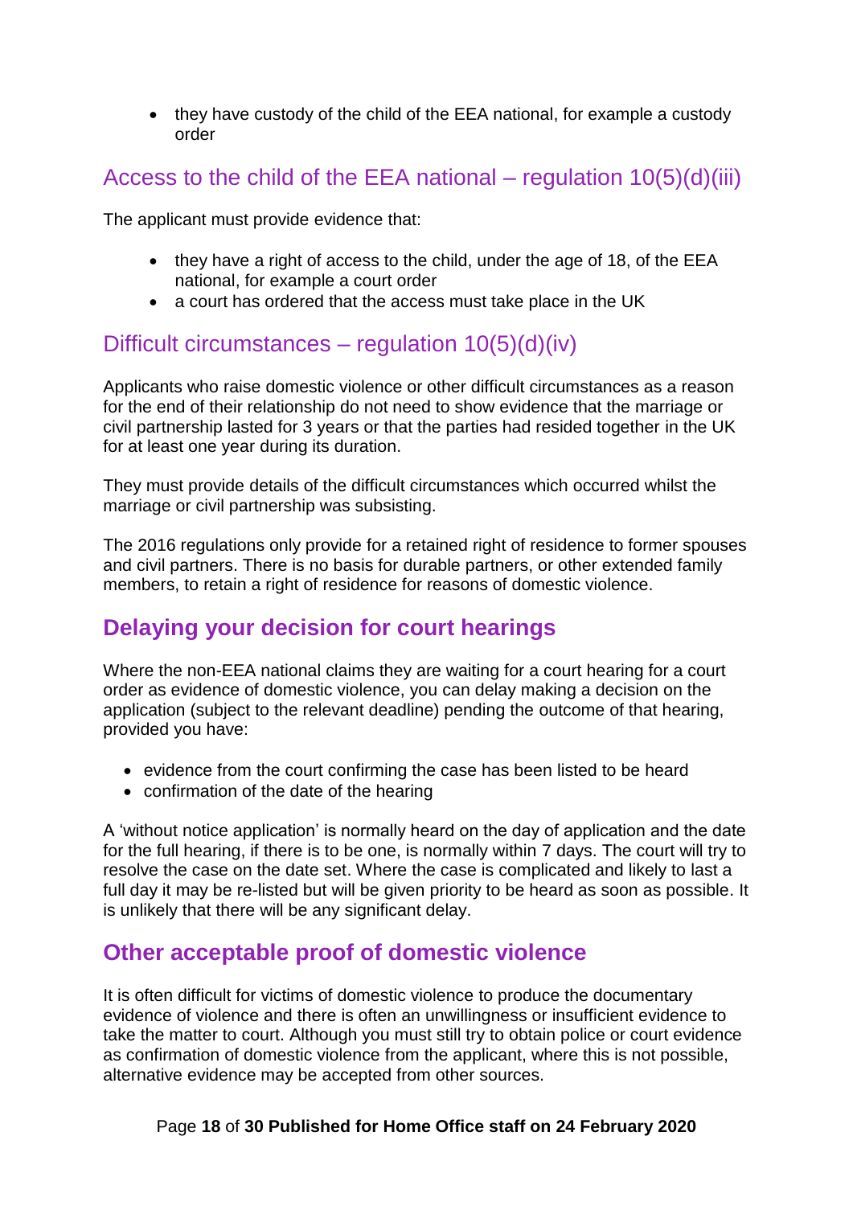- they have custody of the child of the EEA national, for example a custody order

### Access to the child of the EEA national – regulation 10(5)(d)(iii)

The applicant must provide evidence that:

- they have a right of access to the child, under the age of 18, of the EEA national, for example a court order
- a court has ordered that the access must take place in the UK

### Difficult circumstances – regulation 10(5)(d)(iv)

Applicants who raise domestic violence or other difficult circumstances as a reason for the end of their relationship do not need to show evidence that the marriage or civil partnership lasted for 3 years or that the parties had resided together in the UK for at least one year during its duration.

They must provide details of the difficult circumstances which occurred whilst the marriage or civil partnership was subsisting.

The 2016 regulations only provide for a retained right of residence to former spouses and civil partners. There is no basis for durable partners, or other extended family members, to retain a right of residence for reasons of domestic violence.

## Delaying your decision for court hearings

Where the non-EEA national claims they are waiting for a court hearing for a court order as evidence of domestic violence, you can delay making a decision on the application (subject to the relevant deadline) pending the outcome of that hearing, provided you have:

- evidence from the court confirming the case has been listed to be heard
- confirmation of the date of the hearing

A 'without notice application' is normally heard on the day of application and the date for the full hearing, if there is to be one, is normally within 7 days. The court will try to resolve the case on the date set. Where the case is complicated and likely to last a full day it may be re-listed but will be given priority to be heard as soon as possible. It is unlikely that there will be any significant delay.

## Other acceptable proof of domestic violence

It is often difficult for victims of domestic violence to produce the documentary evidence of violence and there is often an unwillingness or insufficient evidence to take the matter to court. Although you must still try to obtain police or court evidence as confirmation of domestic violence from the applicant, where this is not possible, alternative evidence may be accepted from other sources.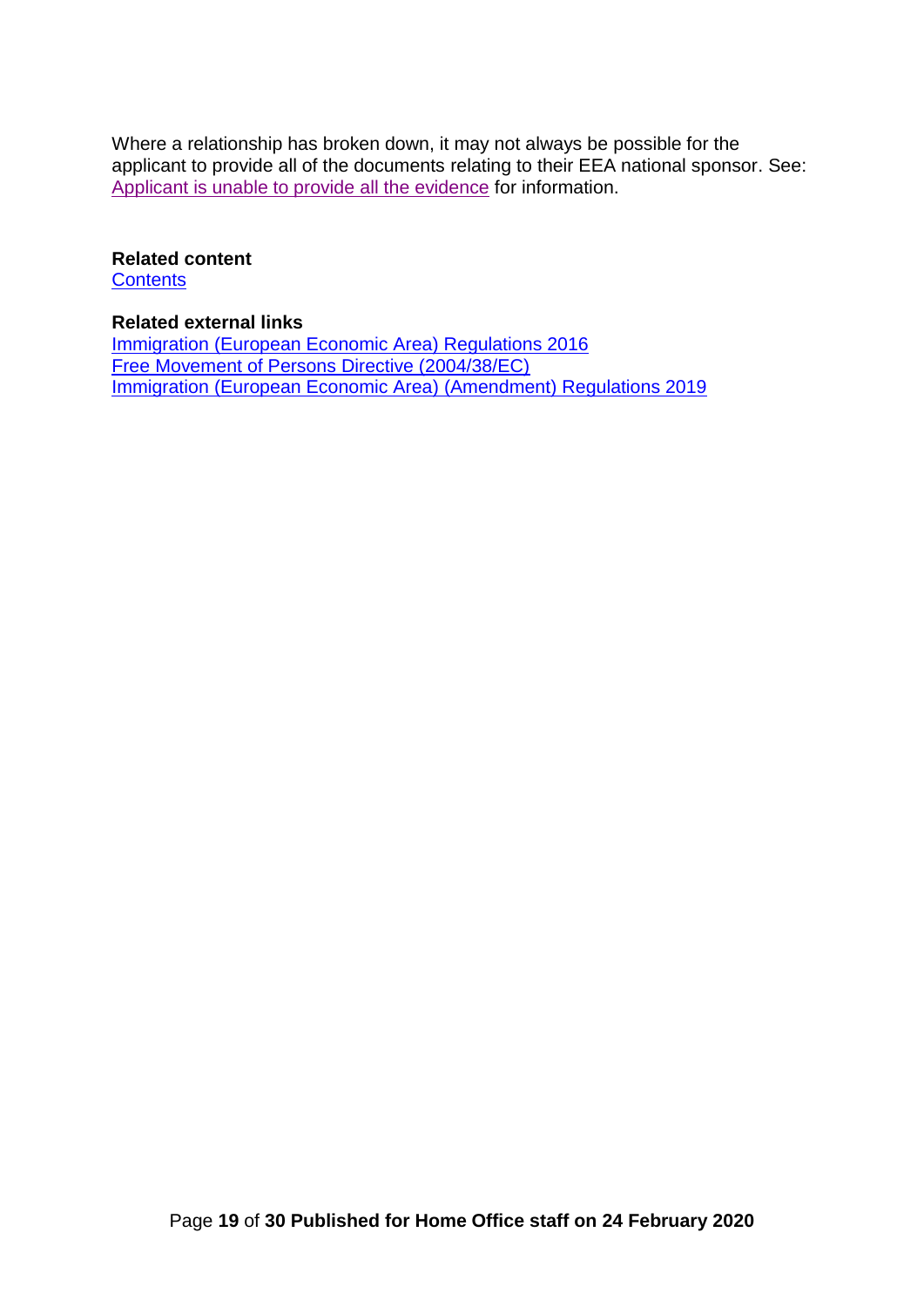Where a relationship has broken down, it may not always be possible for the applicant to provide all of the documents relating to their EEA national sponsor. See: [Applicant is unable to provide all the evidence]() for information.

**Related content**
[Contents]()

**Related external links**
[Immigration (European Economic Area) Regulations 2016]()
[Free Movement of Persons Directive (2004/38/EC)]()
[Immigration (European Economic Area) (Amendment) Regulations 2019]()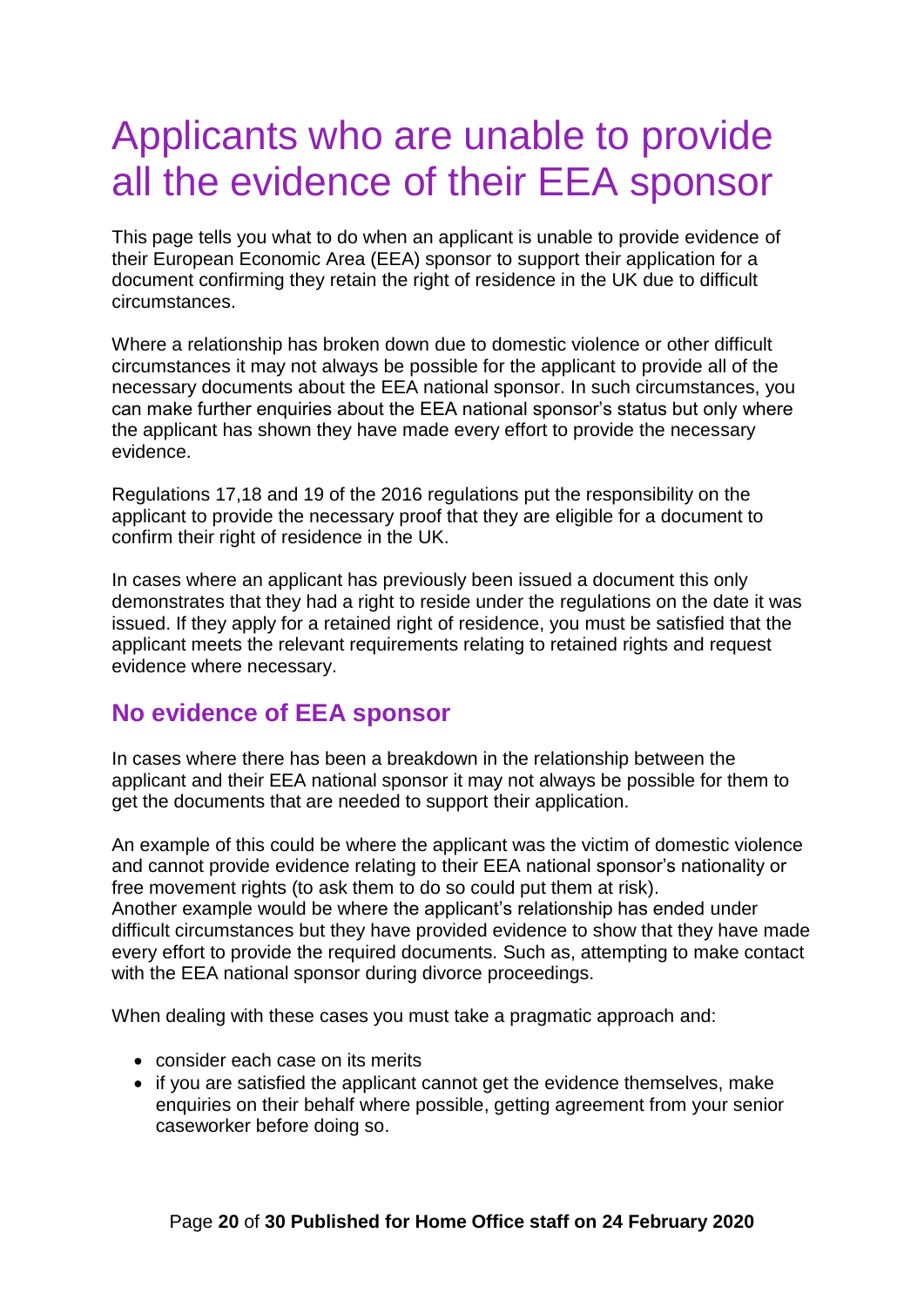# Applicants who are unable to provide all the evidence of their EEA sponsor

This page tells you what to do when an applicant is unable to provide evidence of their European Economic Area (EEA) sponsor to support their application for a document confirming they retain the right of residence in the UK due to difficult circumstances.

Where a relationship has broken down due to domestic violence or other difficult circumstances it may not always be possible for the applicant to provide all of the necessary documents about the EEA national sponsor. In such circumstances, you can make further enquiries about the EEA national sponsor's status but only where the applicant has shown they have made every effort to provide the necessary evidence.

Regulations 17,18 and 19 of the 2016 regulations put the responsibility on the applicant to provide the necessary proof that they are eligible for a document to confirm their right of residence in the UK.

In cases where an applicant has previously been issued a document this only demonstrates that they had a right to reside under the regulations on the date it was issued. If they apply for a retained right of residence, you must be satisfied that the applicant meets the relevant requirements relating to retained rights and request evidence where necessary.

## No evidence of EEA sponsor

In cases where there has been a breakdown in the relationship between the applicant and their EEA national sponsor it may not always be possible for them to get the documents that are needed to support their application.

An example of this could be where the applicant was the victim of domestic violence and cannot provide evidence relating to their EEA national sponsor's nationality or free movement rights (to ask them to do so could put them at risk).
Another example would be where the applicant's relationship has ended under difficult circumstances but they have provided evidence to show that they have made every effort to provide the required documents. Such as, attempting to make contact with the EEA national sponsor during divorce proceedings.

When dealing with these cases you must take a pragmatic approach and:

- consider each case on its merits
- if you are satisfied the applicant cannot get the evidence themselves, make enquiries on their behalf where possible, getting agreement from your senior caseworker before doing so.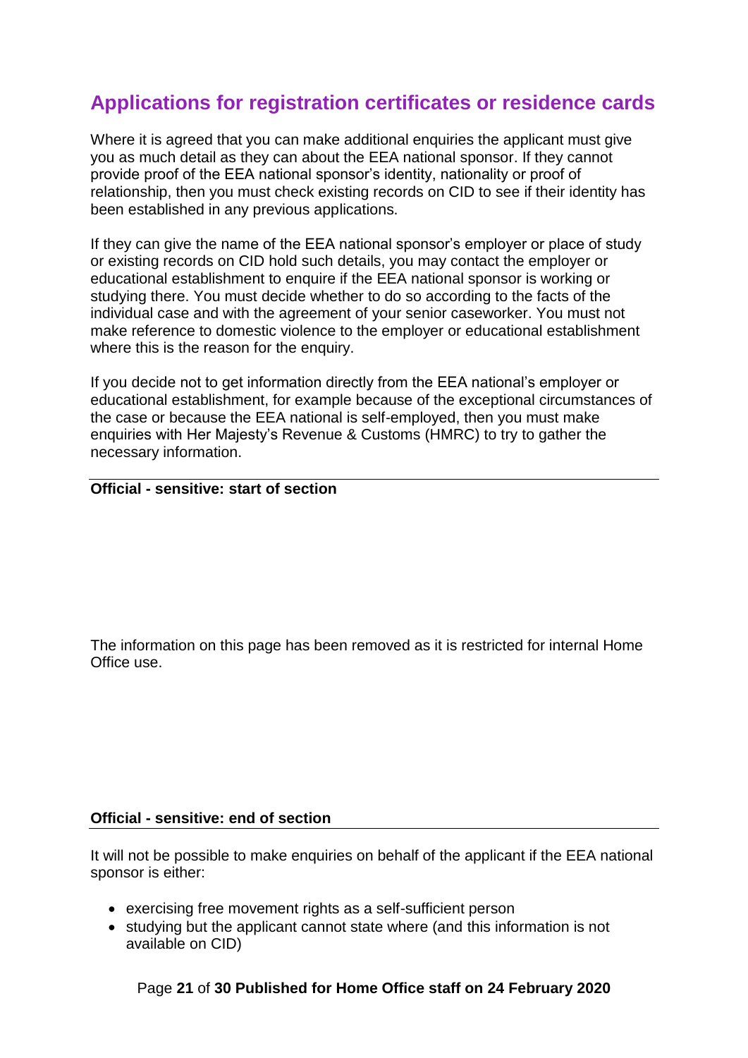## Applications for registration certificates or residence cards

Where it is agreed that you can make additional enquiries the applicant must give you as much detail as they can about the EEA national sponsor. If they cannot provide proof of the EEA national sponsor's identity, nationality or proof of relationship, then you must check existing records on CID to see if their identity has been established in any previous applications.

If they can give the name of the EEA national sponsor's employer or place of study or existing records on CID hold such details, you may contact the employer or educational establishment to enquire if the EEA national sponsor is working or studying there. You must decide whether to do so according to the facts of the individual case and with the agreement of your senior caseworker. You must not make reference to domestic violence to the employer or educational establishment where this is the reason for the enquiry.

If you decide not to get information directly from the EEA national's employer or educational establishment, for example because of the exceptional circumstances of the case or because the EEA national is self-employed, then you must make enquiries with Her Majesty's Revenue & Customs (HMRC) to try to gather the necessary information.

---

**Official - sensitive: start of section**

The information on this page has been removed as it is restricted for internal Home Office use.

**Official - sensitive: end of section**

---

It will not be possible to make enquiries on behalf of the applicant if the EEA national sponsor is either:

- exercising free movement rights as a self-sufficient person
- studying but the applicant cannot state where (and this information is not available on CID)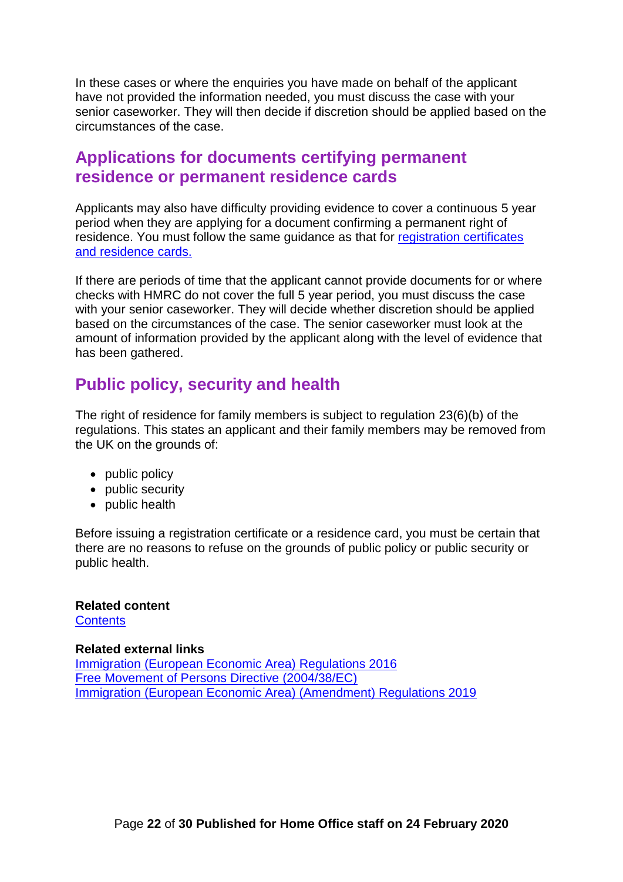In these cases or where the enquiries you have made on behalf of the applicant have not provided the information needed, you must discuss the case with your senior caseworker. They will then decide if discretion should be applied based on the circumstances of the case.

## Applications for documents certifying permanent residence or permanent residence cards

Applicants may also have difficulty providing evidence to cover a continuous 5 year period when they are applying for a document confirming a permanent right of residence. You must follow the same guidance as that for [registration certificates and residence cards.]()

If there are periods of time that the applicant cannot provide documents for or where checks with HMRC do not cover the full 5 year period, you must discuss the case with your senior caseworker. They will decide whether discretion should be applied based on the circumstances of the case. The senior caseworker must look at the amount of information provided by the applicant along with the level of evidence that has been gathered.

## Public policy, security and health

The right of residence for family members is subject to regulation 23(6)(b) of the regulations. This states an applicant and their family members may be removed from the UK on the grounds of:

- public policy
- public security
- public health

Before issuing a registration certificate or a residence card, you must be certain that there are no reasons to refuse on the grounds of public policy or public security or public health.

**Related content**
[Contents]()

**Related external links**
[Immigration (European Economic Area) Regulations 2016]()
[Free Movement of Persons Directive (2004/38/EC)]()
[Immigration (European Economic Area) (Amendment) Regulations 2019]()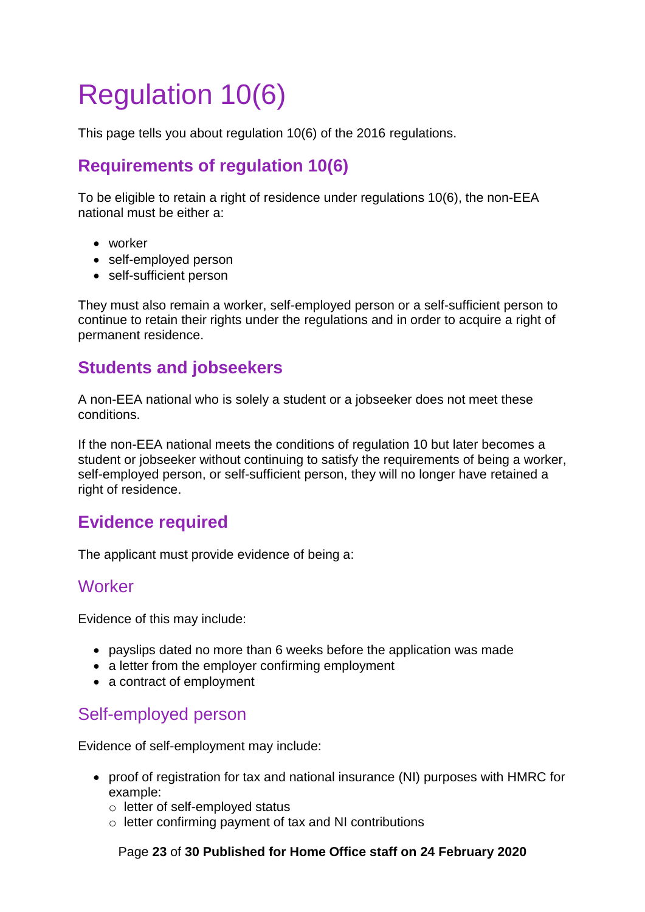# Regulation 10(6)

This page tells you about regulation 10(6) of the 2016 regulations.

## Requirements of regulation 10(6)

To be eligible to retain a right of residence under regulations 10(6), the non-EEA national must be either a:

- worker
- self-employed person
- self-sufficient person

They must also remain a worker, self-employed person or a self-sufficient person to continue to retain their rights under the regulations and in order to acquire a right of permanent residence.

## Students and jobseekers

A non-EEA national who is solely a student or a jobseeker does not meet these conditions.

If the non-EEA national meets the conditions of regulation 10 but later becomes a student or jobseeker without continuing to satisfy the requirements of being a worker, self-employed person, or self-sufficient person, they will no longer have retained a right of residence.

## Evidence required

The applicant must provide evidence of being a:

### Worker

Evidence of this may include:

- payslips dated no more than 6 weeks before the application was made
- a letter from the employer confirming employment
- a contract of employment

### Self-employed person

Evidence of self-employment may include:

- proof of registration for tax and national insurance (NI) purposes with HMRC for example:
  - letter of self-employed status
  - letter confirming payment of tax and NI contributions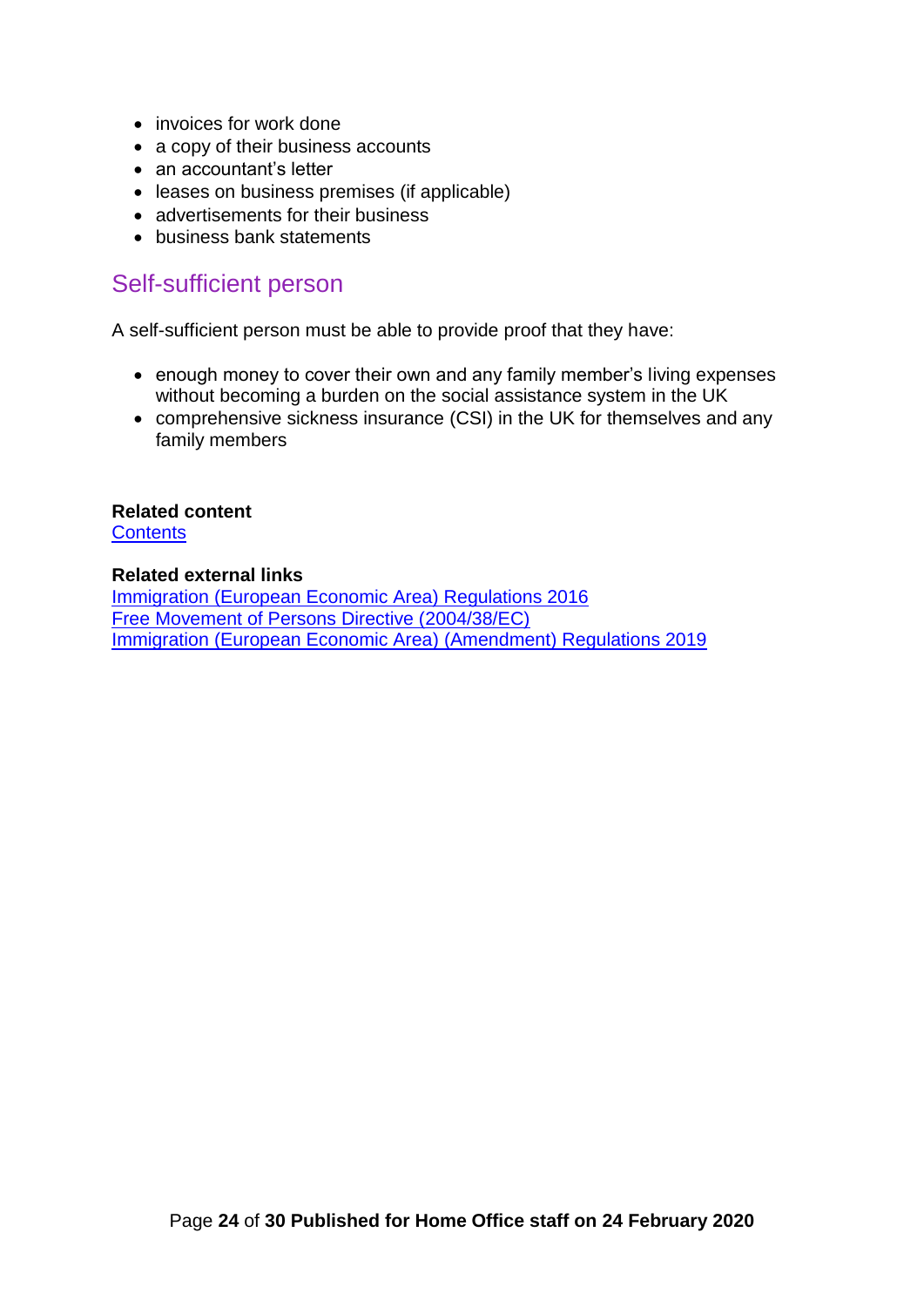- invoices for work done
- a copy of their business accounts
- an accountant's letter
- leases on business premises (if applicable)
- advertisements for their business
- business bank statements

## Self-sufficient person

A self-sufficient person must be able to provide proof that they have:

- enough money to cover their own and any family member's living expenses without becoming a burden on the social assistance system in the UK
- comprehensive sickness insurance (CSI) in the UK for themselves and any family members

**Related content**
Contents

**Related external links**
Immigration (European Economic Area) Regulations 2016
Free Movement of Persons Directive (2004/38/EC)
Immigration (European Economic Area) (Amendment) Regulations 2019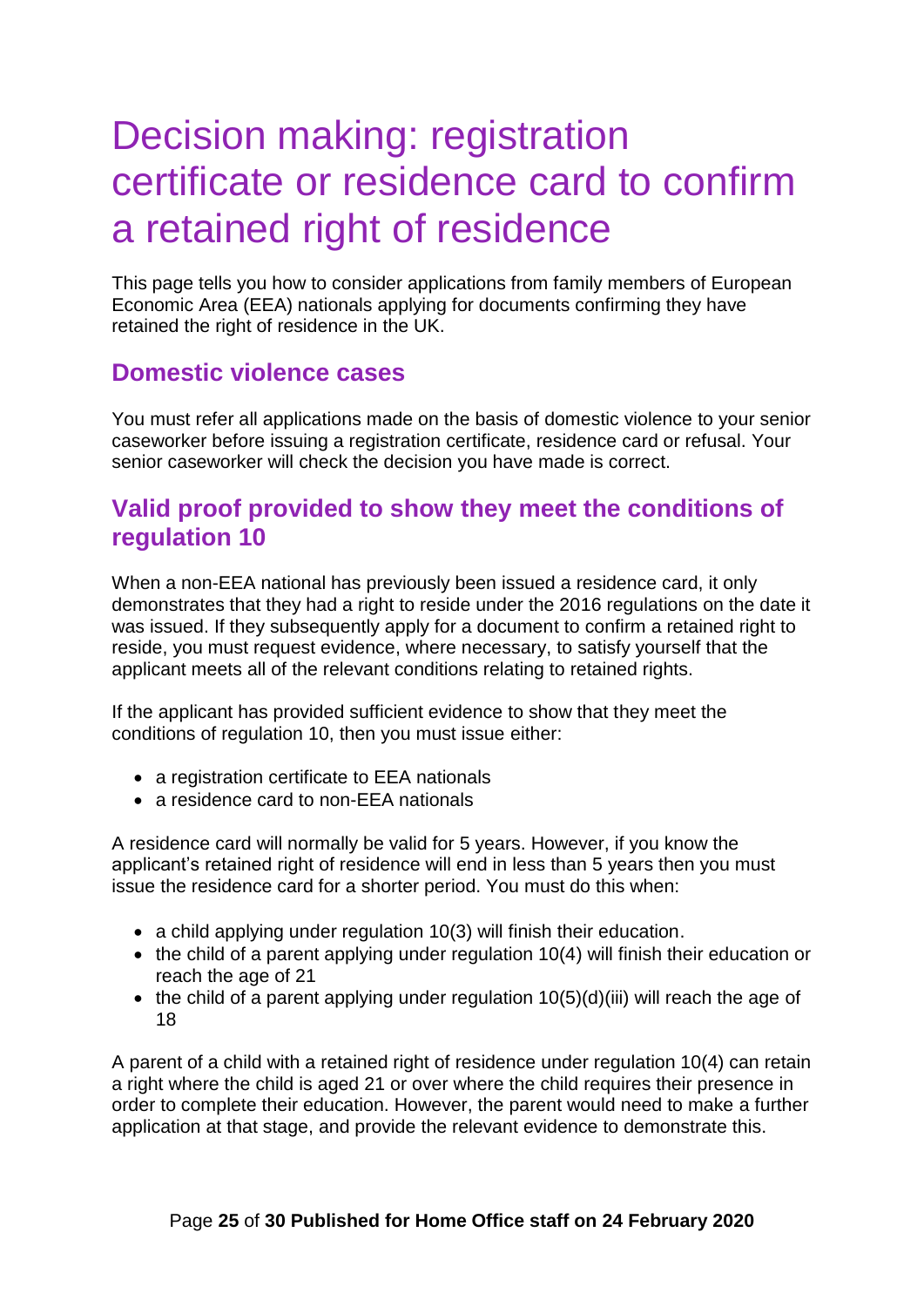# Decision making: registration certificate or residence card to confirm a retained right of residence

This page tells you how to consider applications from family members of European Economic Area (EEA) nationals applying for documents confirming they have retained the right of residence in the UK.

## Domestic violence cases

You must refer all applications made on the basis of domestic violence to your senior caseworker before issuing a registration certificate, residence card or refusal. Your senior caseworker will check the decision you have made is correct.

## Valid proof provided to show they meet the conditions of regulation 10

When a non-EEA national has previously been issued a residence card, it only demonstrates that they had a right to reside under the 2016 regulations on the date it was issued. If they subsequently apply for a document to confirm a retained right to reside, you must request evidence, where necessary, to satisfy yourself that the applicant meets all of the relevant conditions relating to retained rights.

If the applicant has provided sufficient evidence to show that they meet the conditions of regulation 10, then you must issue either:

- a registration certificate to EEA nationals
- a residence card to non-EEA nationals

A residence card will normally be valid for 5 years. However, if you know the applicant's retained right of residence will end in less than 5 years then you must issue the residence card for a shorter period. You must do this when:

- a child applying under regulation 10(3) will finish their education.
- the child of a parent applying under regulation 10(4) will finish their education or reach the age of 21
- the child of a parent applying under regulation 10(5)(d)(iii) will reach the age of 18

A parent of a child with a retained right of residence under regulation 10(4) can retain a right where the child is aged 21 or over where the child requires their presence in order to complete their education. However, the parent would need to make a further application at that stage, and provide the relevant evidence to demonstrate this.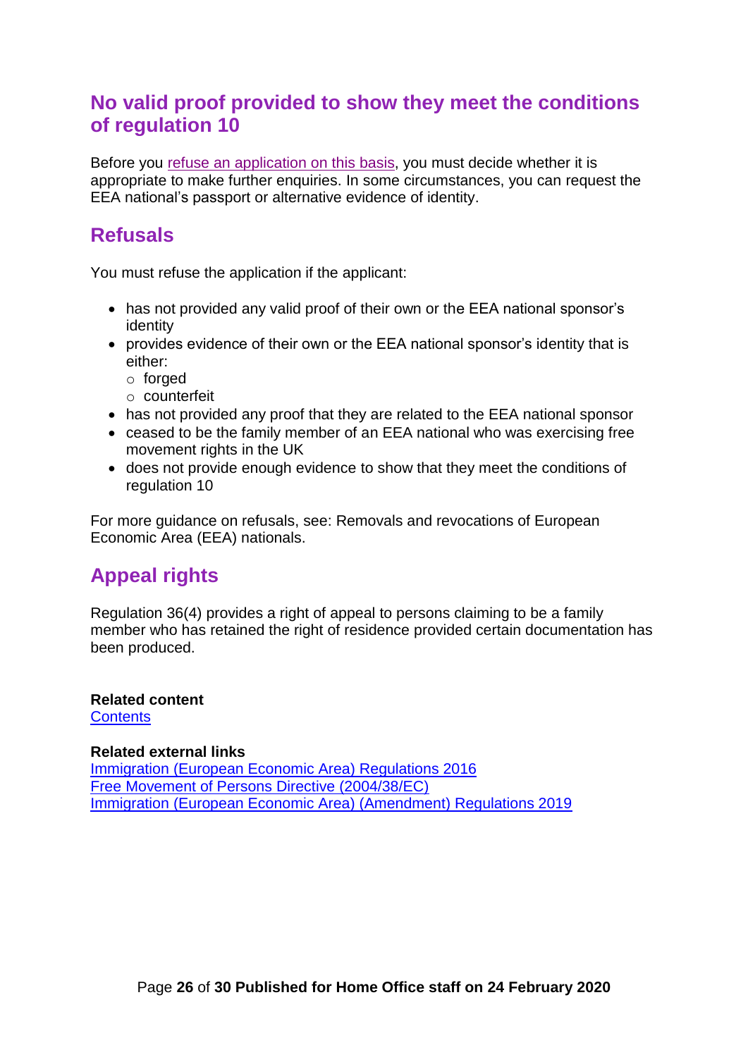## No valid proof provided to show they meet the conditions of regulation 10

Before you refuse an application on this basis, you must decide whether it is appropriate to make further enquiries. In some circumstances, you can request the EEA national's passport or alternative evidence of identity.

## Refusals

You must refuse the application if the applicant:

- has not provided any valid proof of their own or the EEA national sponsor's identity
- provides evidence of their own or the EEA national sponsor's identity that is either:
  - forged
  - counterfeit
- has not provided any proof that they are related to the EEA national sponsor
- ceased to be the family member of an EEA national who was exercising free movement rights in the UK
- does not provide enough evidence to show that they meet the conditions of regulation 10

For more guidance on refusals, see: Removals and revocations of European Economic Area (EEA) nationals.

## Appeal rights

Regulation 36(4) provides a right of appeal to persons claiming to be a family member who has retained the right of residence provided certain documentation has been produced.

**Related content**
Contents

**Related external links**
Immigration (European Economic Area) Regulations 2016
Free Movement of Persons Directive (2004/38/EC)
Immigration (European Economic Area) (Amendment) Regulations 2019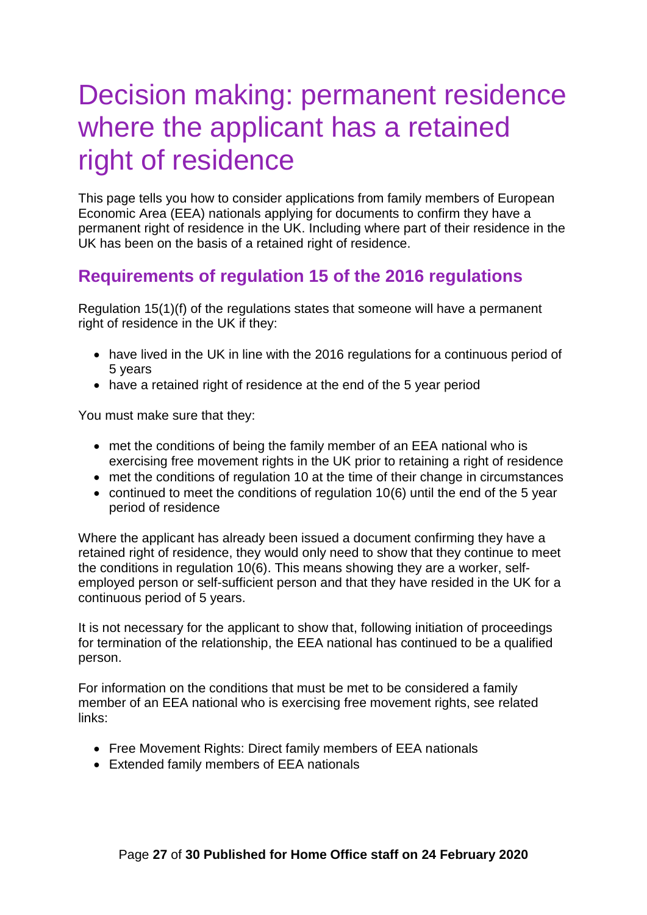# Decision making: permanent residence where the applicant has a retained right of residence

This page tells you how to consider applications from family members of European Economic Area (EEA) nationals applying for documents to confirm they have a permanent right of residence in the UK. Including where part of their residence in the UK has been on the basis of a retained right of residence.

## Requirements of regulation 15 of the 2016 regulations

Regulation 15(1)(f) of the regulations states that someone will have a permanent right of residence in the UK if they:

- have lived in the UK in line with the 2016 regulations for a continuous period of 5 years
- have a retained right of residence at the end of the 5 year period

You must make sure that they:

- met the conditions of being the family member of an EEA national who is exercising free movement rights in the UK prior to retaining a right of residence
- met the conditions of regulation 10 at the time of their change in circumstances
- continued to meet the conditions of regulation 10(6) until the end of the 5 year period of residence

Where the applicant has already been issued a document confirming they have a retained right of residence, they would only need to show that they continue to meet the conditions in regulation 10(6). This means showing they are a worker, self-employed person or self-sufficient person and that they have resided in the UK for a continuous period of 5 years.

It is not necessary for the applicant to show that, following initiation of proceedings for termination of the relationship, the EEA national has continued to be a qualified person.

For information on the conditions that must be met to be considered a family member of an EEA national who is exercising free movement rights, see related links:

- Free Movement Rights: Direct family members of EEA nationals
- Extended family members of EEA nationals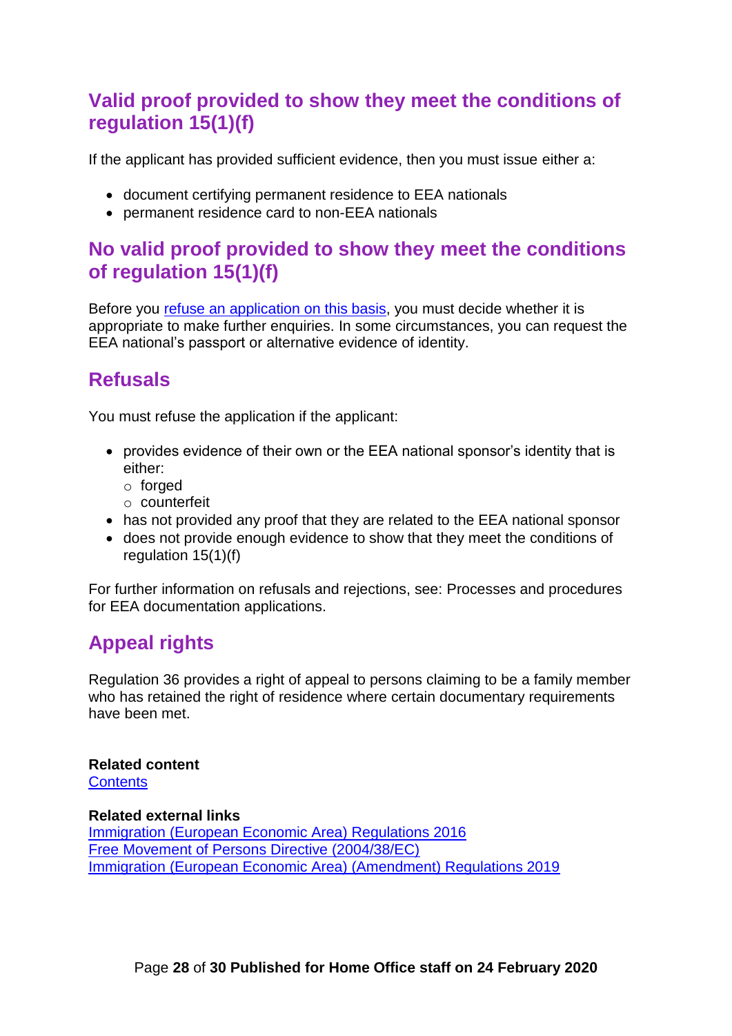## Valid proof provided to show they meet the conditions of regulation 15(1)(f)

If the applicant has provided sufficient evidence, then you must issue either a:

- document certifying permanent residence to EEA nationals
- permanent residence card to non-EEA nationals

## No valid proof provided to show they meet the conditions of regulation 15(1)(f)

Before you refuse an application on this basis, you must decide whether it is appropriate to make further enquiries. In some circumstances, you can request the EEA national's passport or alternative evidence of identity.

## Refusals

You must refuse the application if the applicant:

- provides evidence of their own or the EEA national sponsor's identity that is either:
  - forged
  - counterfeit
- has not provided any proof that they are related to the EEA national sponsor
- does not provide enough evidence to show that they meet the conditions of regulation 15(1)(f)

For further information on refusals and rejections, see: Processes and procedures for EEA documentation applications.

## Appeal rights

Regulation 36 provides a right of appeal to persons claiming to be a family member who has retained the right of residence where certain documentary requirements have been met.

**Related content**
Contents

**Related external links**
Immigration (European Economic Area) Regulations 2016
Free Movement of Persons Directive (2004/38/EC)
Immigration (European Economic Area) (Amendment) Regulations 2019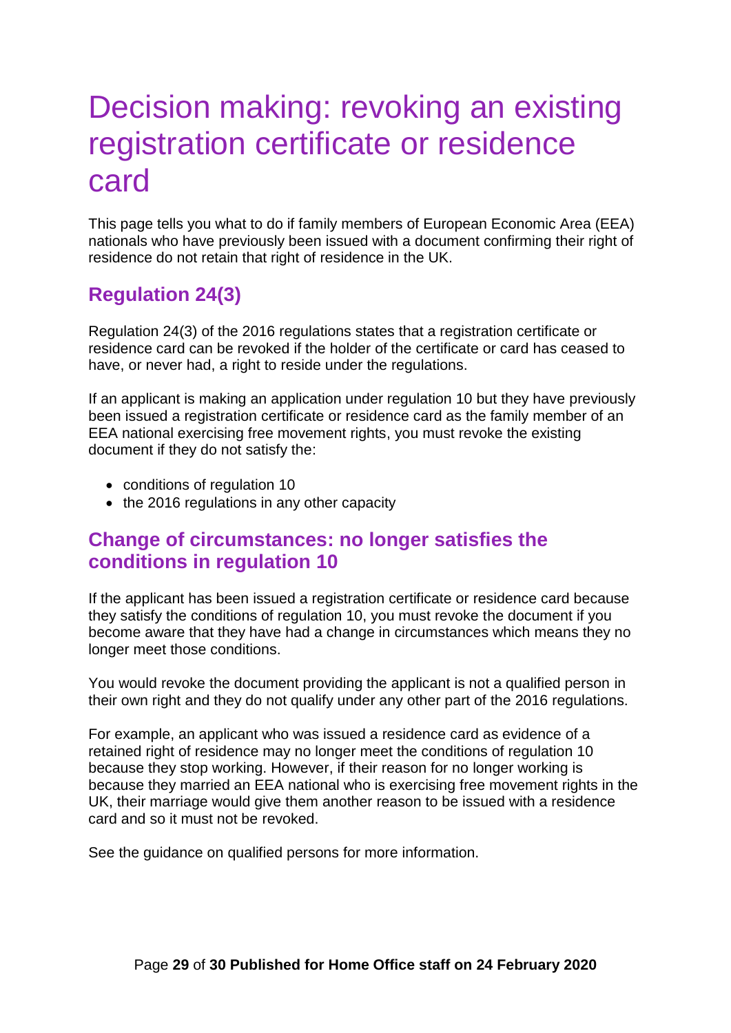# Decision making: revoking an existing registration certificate or residence card

This page tells you what to do if family members of European Economic Area (EEA) nationals who have previously been issued with a document confirming their right of residence do not retain that right of residence in the UK.

## Regulation 24(3)

Regulation 24(3) of the 2016 regulations states that a registration certificate or residence card can be revoked if the holder of the certificate or card has ceased to have, or never had, a right to reside under the regulations.

If an applicant is making an application under regulation 10 but they have previously been issued a registration certificate or residence card as the family member of an EEA national exercising free movement rights, you must revoke the existing document if they do not satisfy the:

- conditions of regulation 10
- the 2016 regulations in any other capacity

## Change of circumstances: no longer satisfies the conditions in regulation 10

If the applicant has been issued a registration certificate or residence card because they satisfy the conditions of regulation 10, you must revoke the document if you become aware that they have had a change in circumstances which means they no longer meet those conditions.

You would revoke the document providing the applicant is not a qualified person in their own right and they do not qualify under any other part of the 2016 regulations.

For example, an applicant who was issued a residence card as evidence of a retained right of residence may no longer meet the conditions of regulation 10 because they stop working. However, if their reason for no longer working is because they married an EEA national who is exercising free movement rights in the UK, their marriage would give them another reason to be issued with a residence card and so it must not be revoked.

See the guidance on qualified persons for more information.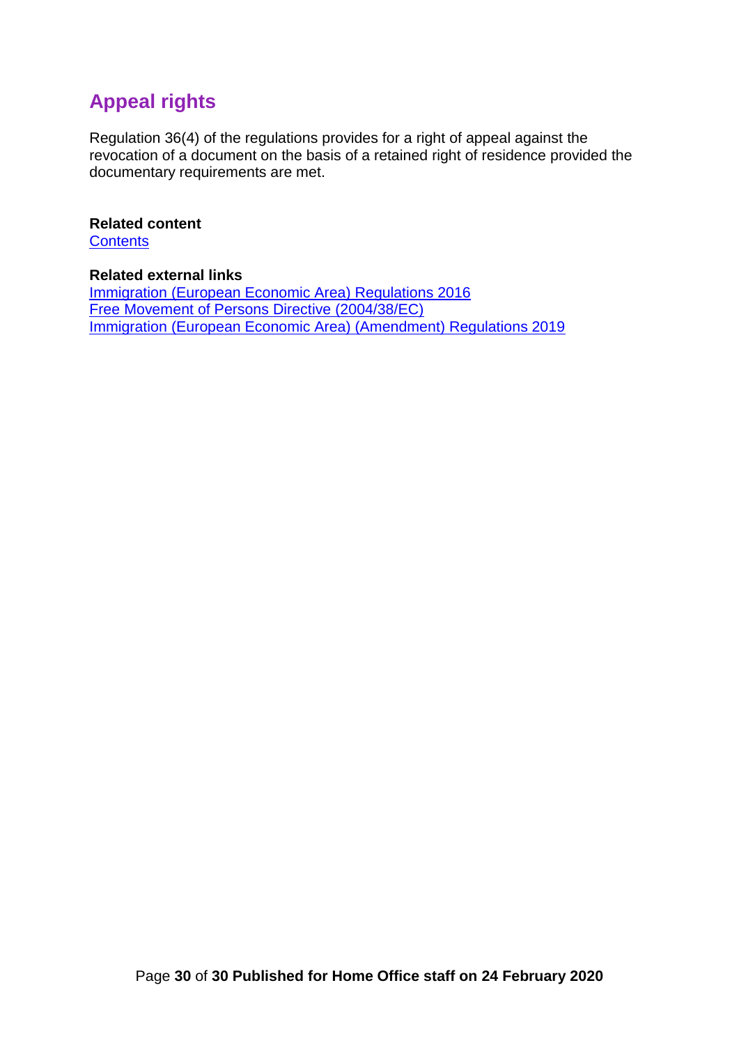## Appeal rights

Regulation 36(4) of the regulations provides for a right of appeal against the revocation of a document on the basis of a retained right of residence provided the documentary requirements are met.

**Related content**
[Contents]

**Related external links**
[Immigration (European Economic Area) Regulations 2016]
[Free Movement of Persons Directive (2004/38/EC)]
[Immigration (European Economic Area) (Amendment) Regulations 2019]